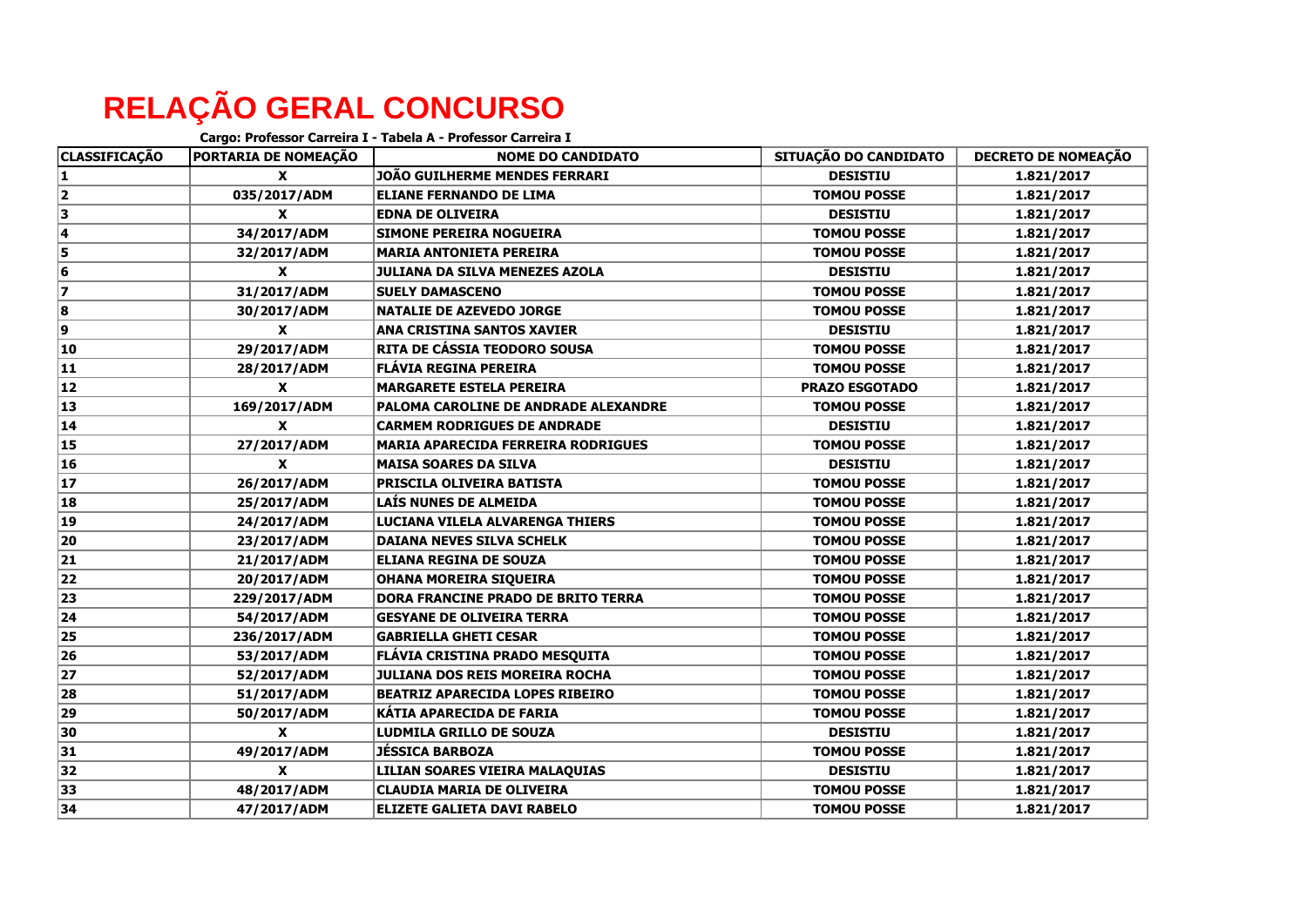# RELAÇÃO GERAL CONCURSO

**Cargo: Professor Carreira I - Tabela A - Professor Carreira I**

| CLASSIFICAÇÃO | PORTARIA DE NOMEAÇÃO | NOME DO CANDIDATO | SITUAÇÃO DO CANDIDATO | DECRETO DE NOMEAÇÃO |
|---|---|---|---|---|
| 1 | X | JOÃO GUILHERME MENDES FERRARI | DESISTIU | 1.821/2017 |
| 2 | 035/2017/ADM | ELIANE FERNANDO DE LIMA | TOMOU POSSE | 1.821/2017 |
| 3 | X | EDNA DE OLIVEIRA | DESISTIU | 1.821/2017 |
| 4 | 34/2017/ADM | SIMONE PEREIRA NOGUEIRA | TOMOU POSSE | 1.821/2017 |
| 5 | 32/2017/ADM | MARIA ANTONIETA PEREIRA | TOMOU POSSE | 1.821/2017 |
| 6 | X | JULIANA DA SILVA MENEZES AZOLA | DESISTIU | 1.821/2017 |
| 7 | 31/2017/ADM | SUELY DAMASCENO | TOMOU POSSE | 1.821/2017 |
| 8 | 30/2017/ADM | NATALIE DE AZEVEDO JORGE | TOMOU POSSE | 1.821/2017 |
| 9 | X | ANA CRISTINA SANTOS XAVIER | DESISTIU | 1.821/2017 |
| 10 | 29/2017/ADM | RITA DE CÁSSIA TEODORO SOUSA | TOMOU POSSE | 1.821/2017 |
| 11 | 28/2017/ADM | FLÁVIA REGINA PEREIRA | TOMOU POSSE | 1.821/2017 |
| 12 | X | MARGARETE ESTELA PEREIRA | PRAZO ESGOTADO | 1.821/2017 |
| 13 | 169/2017/ADM | PALOMA CAROLINE DE ANDRADE ALEXANDRE | TOMOU POSSE | 1.821/2017 |
| 14 | X | CARMEM RODRIGUES DE ANDRADE | DESISTIU | 1.821/2017 |
| 15 | 27/2017/ADM | MARIA APARECIDA FERREIRA RODRIGUES | TOMOU POSSE | 1.821/2017 |
| 16 | X | MAISA SOARES DA SILVA | DESISTIU | 1.821/2017 |
| 17 | 26/2017/ADM | PRISCILA OLIVEIRA BATISTA | TOMOU POSSE | 1.821/2017 |
| 18 | 25/2017/ADM | LAÍS NUNES DE ALMEIDA | TOMOU POSSE | 1.821/2017 |
| 19 | 24/2017/ADM | LUCIANA VILELA ALVARENGA THIERS | TOMOU POSSE | 1.821/2017 |
| 20 | 23/2017/ADM | DAIANA NEVES SILVA SCHELK | TOMOU POSSE | 1.821/2017 |
| 21 | 21/2017/ADM | ELIANA REGINA DE SOUZA | TOMOU POSSE | 1.821/2017 |
| 22 | 20/2017/ADM | OHANA MOREIRA SIQUEIRA | TOMOU POSSE | 1.821/2017 |
| 23 | 229/2017/ADM | DORA FRANCINE PRADO DE BRITO TERRA | TOMOU POSSE | 1.821/2017 |
| 24 | 54/2017/ADM | GESYANE DE OLIVEIRA TERRA | TOMOU POSSE | 1.821/2017 |
| 25 | 236/2017/ADM | GABRIELLA GHETI CESAR | TOMOU POSSE | 1.821/2017 |
| 26 | 53/2017/ADM | FLÁVIA CRISTINA PRADO MESQUITA | TOMOU POSSE | 1.821/2017 |
| 27 | 52/2017/ADM | JULIANA DOS REIS MOREIRA ROCHA | TOMOU POSSE | 1.821/2017 |
| 28 | 51/2017/ADM | BEATRIZ APARECIDA LOPES RIBEIRO | TOMOU POSSE | 1.821/2017 |
| 29 | 50/2017/ADM | KÁTIA APARECIDA DE FARIA | TOMOU POSSE | 1.821/2017 |
| 30 | X | LUDMILA GRILLO DE SOUZA | DESISTIU | 1.821/2017 |
| 31 | 49/2017/ADM | JÉSSICA BARBOZA | TOMOU POSSE | 1.821/2017 |
| 32 | X | LILIAN SOARES VIEIRA MALAQUIAS | DESISTIU | 1.821/2017 |
| 33 | 48/2017/ADM | CLAUDIA MARIA DE OLIVEIRA | TOMOU POSSE | 1.821/2017 |
| 34 | 47/2017/ADM | ELIZETE GALIETA DAVI RABELO | TOMOU POSSE | 1.821/2017 |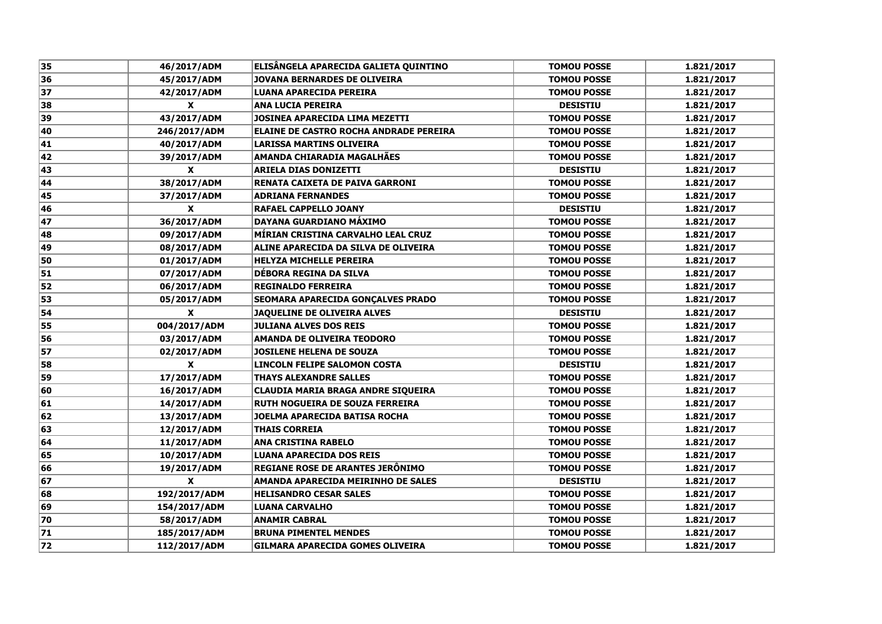| 35 | 46/2017/ADM | ELISÂNGELA APARECIDA GALIETA QUINTINO | TOMOU POSSE | 1.821/2017 |
|---|---|---|---|---|
| 36 | 45/2017/ADM | JOVANA BERNARDES DE OLIVEIRA | TOMOU POSSE | 1.821/2017 |
| 37 | 42/2017/ADM | LUANA APARECIDA PEREIRA | TOMOU POSSE | 1.821/2017 |
| 38 | X | ANA LUCIA PEREIRA | DESISTIU | 1.821/2017 |
| 39 | 43/2017/ADM | JOSINEA APARECIDA LIMA MEZETTI | TOMOU POSSE | 1.821/2017 |
| 40 | 246/2017/ADM | ELAINE DE CASTRO ROCHA ANDRADE PEREIRA | TOMOU POSSE | 1.821/2017 |
| 41 | 40/2017/ADM | LARISSA MARTINS OLIVEIRA | TOMOU POSSE | 1.821/2017 |
| 42 | 39/2017/ADM | AMANDA CHIARADIA MAGALHÃES | TOMOU POSSE | 1.821/2017 |
| 43 | X | ARIELA DIAS DONIZETTI | DESISTIU | 1.821/2017 |
| 44 | 38/2017/ADM | RENATA CAIXETA DE PAIVA GARRONI | TOMOU POSSE | 1.821/2017 |
| 45 | 37/2017/ADM | ADRIANA FERNANDES | TOMOU POSSE | 1.821/2017 |
| 46 | X | RAFAEL CAPPELLO JOANY | DESISTIU | 1.821/2017 |
| 47 | 36/2017/ADM | DAYANA GUARDIANO MÁXIMO | TOMOU POSSE | 1.821/2017 |
| 48 | 09/2017/ADM | MÍRIAN CRISTINA CARVALHO LEAL CRUZ | TOMOU POSSE | 1.821/2017 |
| 49 | 08/2017/ADM | ALINE APARECIDA DA SILVA DE OLIVEIRA | TOMOU POSSE | 1.821/2017 |
| 50 | 01/2017/ADM | HELYZA MICHELLE PEREIRA | TOMOU POSSE | 1.821/2017 |
| 51 | 07/2017/ADM | DÉBORA REGINA DA SILVA | TOMOU POSSE | 1.821/2017 |
| 52 | 06/2017/ADM | REGINALDO FERREIRA | TOMOU POSSE | 1.821/2017 |
| 53 | 05/2017/ADM | SEOMARA APARECIDA GONÇALVES PRADO | TOMOU POSSE | 1.821/2017 |
| 54 | X | JAQUELINE DE OLIVEIRA ALVES | DESISTIU | 1.821/2017 |
| 55 | 004/2017/ADM | JULIANA ALVES DOS REIS | TOMOU POSSE | 1.821/2017 |
| 56 | 03/2017/ADM | AMANDA DE OLIVEIRA TEODORO | TOMOU POSSE | 1.821/2017 |
| 57 | 02/2017/ADM | JOSILENE HELENA DE SOUZA | TOMOU POSSE | 1.821/2017 |
| 58 | X | LINCOLN FELIPE SALOMON COSTA | DESISTIU | 1.821/2017 |
| 59 | 17/2017/ADM | THAYS ALEXANDRE SALLES | TOMOU POSSE | 1.821/2017 |
| 60 | 16/2017/ADM | CLAUDIA MARIA BRAGA ANDRE SIQUEIRA | TOMOU POSSE | 1.821/2017 |
| 61 | 14/2017/ADM | RUTH NOGUEIRA DE SOUZA FERREIRA | TOMOU POSSE | 1.821/2017 |
| 62 | 13/2017/ADM | JOELMA APARECIDA BATISA ROCHA | TOMOU POSSE | 1.821/2017 |
| 63 | 12/2017/ADM | THAIS CORREIA | TOMOU POSSE | 1.821/2017 |
| 64 | 11/2017/ADM | ANA CRISTINA RABELO | TOMOU POSSE | 1.821/2017 |
| 65 | 10/2017/ADM | LUANA APARECIDA DOS REIS | TOMOU POSSE | 1.821/2017 |
| 66 | 19/2017/ADM | REGIANE ROSE DE ARANTES JERÔNIMO | TOMOU POSSE | 1.821/2017 |
| 67 | X | AMANDA APARECIDA MEIRINHO DE SALES | DESISTIU | 1.821/2017 |
| 68 | 192/2017/ADM | HELISANDRO CESAR SALES | TOMOU POSSE | 1.821/2017 |
| 69 | 154/2017/ADM | LUANA CARVALHO | TOMOU POSSE | 1.821/2017 |
| 70 | 58/2017/ADM | ANAMIR CABRAL | TOMOU POSSE | 1.821/2017 |
| 71 | 185/2017/ADM | BRUNA PIMENTEL MENDES | TOMOU POSSE | 1.821/2017 |
| 72 | 112/2017/ADM | GILMARA APARECIDA GOMES OLIVEIRA | TOMOU POSSE | 1.821/2017 |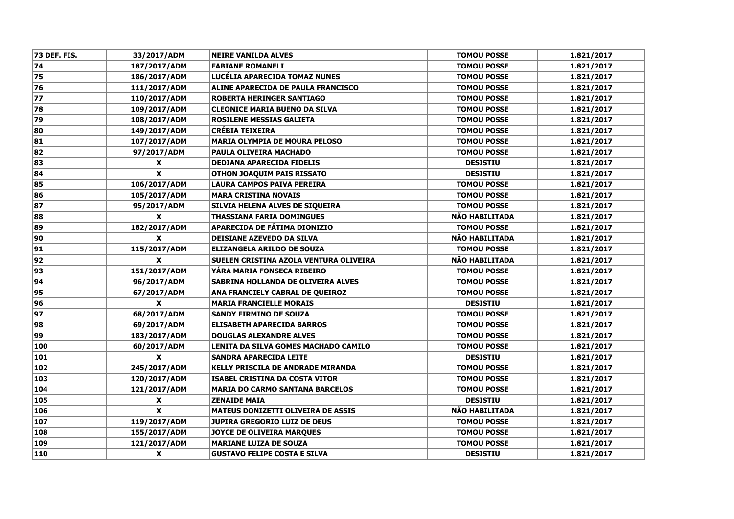| 73 DEF. FIS. | 33/2017/ADM | NEIRE VANILDA ALVES | TOMOU POSSE | 1.821/2017 |
|---|---|---|---|---|
| 74 | 187/2017/ADM | FABIANE ROMANELI | TOMOU POSSE | 1.821/2017 |
| 75 | 186/2017/ADM | LUCÉLIA APARECIDA TOMAZ NUNES | TOMOU POSSE | 1.821/2017 |
| 76 | 111/2017/ADM | ALINE APARECIDA DE PAULA FRANCISCO | TOMOU POSSE | 1.821/2017 |
| 77 | 110/2017/ADM | ROBERTA HERINGER SANTIAGO | TOMOU POSSE | 1.821/2017 |
| 78 | 109/2017/ADM | CLEONICE MARIA BUENO DA SILVA | TOMOU POSSE | 1.821/2017 |
| 79 | 108/2017/ADM | ROSILENE MESSIAS GALIETA | TOMOU POSSE | 1.821/2017 |
| 80 | 149/2017/ADM | CRÉBIA TEIXEIRA | TOMOU POSSE | 1.821/2017 |
| 81 | 107/2017/ADM | MARIA OLYMPIA DE MOURA PELOSO | TOMOU POSSE | 1.821/2017 |
| 82 | 97/2017/ADM | PAULA OLIVEIRA MACHADO | TOMOU POSSE | 1.821/2017 |
| 83 | X | DEDIANA APARECIDA FIDELIS | DESISTIU | 1.821/2017 |
| 84 | X | OTHON JOAQUIM PAIS RISSATO | DESISTIU | 1.821/2017 |
| 85 | 106/2017/ADM | LAURA CAMPOS PAIVA PEREIRA | TOMOU POSSE | 1.821/2017 |
| 86 | 105/2017/ADM | MARA CRISTINA NOVAIS | TOMOU POSSE | 1.821/2017 |
| 87 | 95/2017/ADM | SILVIA HELENA ALVES DE SIQUEIRA | TOMOU POSSE | 1.821/2017 |
| 88 | X | THASSIANA FARIA DOMINGUES | NÃO HABILITADA | 1.821/2017 |
| 89 | 182/2017/ADM | APARECIDA DE FÁTIMA DIONIZIO | TOMOU POSSE | 1.821/2017 |
| 90 | X | DEISIANE AZEVEDO DA SILVA | NÃO HABILITADA | 1.821/2017 |
| 91 | 115/2017/ADM | ELIZANGELA ARILDO DE SOUZA | TOMOU POSSE | 1.821/2017 |
| 92 | X | SUELEN CRISTINA AZOLA VENTURA OLIVEIRA | NÃO HABILITADA | 1.821/2017 |
| 93 | 151/2017/ADM | YÁRA MARIA FONSECA RIBEIRO | TOMOU POSSE | 1.821/2017 |
| 94 | 96/2017/ADM | SABRINA HOLLANDA DE OLIVEIRA ALVES | TOMOU POSSE | 1.821/2017 |
| 95 | 67/2017/ADM | ANA FRANCIELY CABRAL DE QUEIROZ | TOMOU POSSE | 1.821/2017 |
| 96 | X | MARIA FRANCIELLE MORAIS | DESISTIU | 1.821/2017 |
| 97 | 68/2017/ADM | SANDY FIRMINO DE SOUZA | TOMOU POSSE | 1.821/2017 |
| 98 | 69/2017/ADM | ELISABETH APARECIDA BARROS | TOMOU POSSE | 1.821/2017 |
| 99 | 183/2017/ADM | DOUGLAS ALEXANDRE ALVES | TOMOU POSSE | 1.821/2017 |
| 100 | 60/2017/ADM | LENITA DA SILVA GOMES MACHADO CAMILO | TOMOU POSSE | 1.821/2017 |
| 101 | X | SANDRA APARECIDA LEITE | DESISTIU | 1.821/2017 |
| 102 | 245/2017/ADM | KELLY PRISCILA DE ANDRADE MIRANDA | TOMOU POSSE | 1.821/2017 |
| 103 | 120/2017/ADM | ISABEL CRISTINA DA COSTA VITOR | TOMOU POSSE | 1.821/2017 |
| 104 | 121/2017/ADM | MARIA DO CARMO SANTANA BARCELOS | TOMOU POSSE | 1.821/2017 |
| 105 | X | ZENAIDE MAIA | DESISTIU | 1.821/2017 |
| 106 | X | MATEUS DONIZETTI OLIVEIRA DE ASSIS | NÃO HABILITADA | 1.821/2017 |
| 107 | 119/2017/ADM | JUPIRA GREGORIO LUIZ DE DEUS | TOMOU POSSE | 1.821/2017 |
| 108 | 155/2017/ADM | JOYCE DE OLIVEIRA MARQUES | TOMOU POSSE | 1.821/2017 |
| 109 | 121/2017/ADM | MARIANE LUIZA DE SOUZA | TOMOU POSSE | 1.821/2017 |
| 110 | X | GUSTAVO FELIPE COSTA E SILVA | DESISTIU | 1.821/2017 |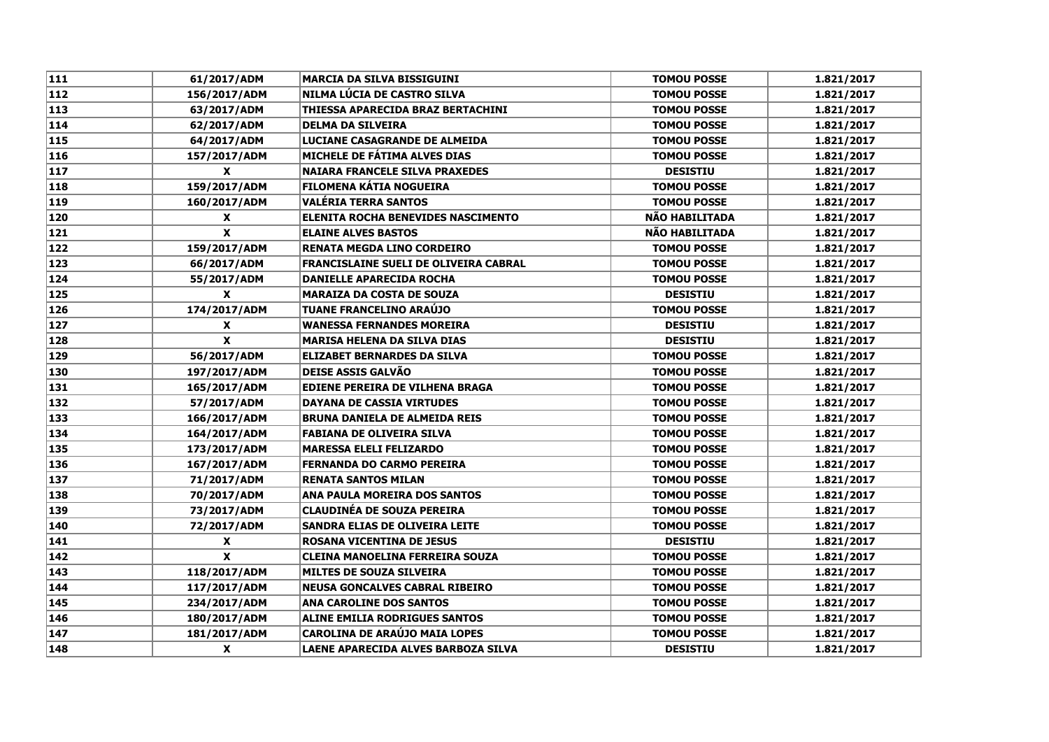| 111 | 61/2017/ADM | MARCIA DA SILVA BISSIGUINI | TOMOU POSSE | 1.821/2017 |
|---|---|---|---|---|
| 112 | 156/2017/ADM | NILMA LÚCIA DE CASTRO SILVA | TOMOU POSSE | 1.821/2017 |
| 113 | 63/2017/ADM | THIESSA APARECIDA BRAZ BERTACHINI | TOMOU POSSE | 1.821/2017 |
| 114 | 62/2017/ADM | DELMA DA SILVEIRA | TOMOU POSSE | 1.821/2017 |
| 115 | 64/2017/ADM | LUCIANE CASAGRANDE DE ALMEIDA | TOMOU POSSE | 1.821/2017 |
| 116 | 157/2017/ADM | MICHELE DE FÁTIMA ALVES DIAS | TOMOU POSSE | 1.821/2017 |
| 117 | X | NAIARA FRANCELE SILVA PRAXEDES | DESISTIU | 1.821/2017 |
| 118 | 159/2017/ADM | FILOMENA KÁTIA NOGUEIRA | TOMOU POSSE | 1.821/2017 |
| 119 | 160/2017/ADM | VALÉRIA TERRA SANTOS | TOMOU POSSE | 1.821/2017 |
| 120 | X | ELENITA ROCHA BENEVIDES NASCIMENTO | NÃO HABILITADA | 1.821/2017 |
| 121 | X | ELAINE ALVES BASTOS | NÃO HABILITADA | 1.821/2017 |
| 122 | 159/2017/ADM | RENATA MEGDA LINO CORDEIRO | TOMOU POSSE | 1.821/2017 |
| 123 | 66/2017/ADM | FRANCISLAINE SUELI DE OLIVEIRA CABRAL | TOMOU POSSE | 1.821/2017 |
| 124 | 55/2017/ADM | DANIELLE APARECIDA ROCHA | TOMOU POSSE | 1.821/2017 |
| 125 | X | MARAIZA DA COSTA DE SOUZA | DESISTIU | 1.821/2017 |
| 126 | 174/2017/ADM | TUANE FRANCELINO ARAÚJO | TOMOU POSSE | 1.821/2017 |
| 127 | X | WANESSA FERNANDES MOREIRA | DESISTIU | 1.821/2017 |
| 128 | X | MARISA HELENA DA SILVA DIAS | DESISTIU | 1.821/2017 |
| 129 | 56/2017/ADM | ELIZABET BERNARDES DA SILVA | TOMOU POSSE | 1.821/2017 |
| 130 | 197/2017/ADM | DEISE ASSIS GALVÃO | TOMOU POSSE | 1.821/2017 |
| 131 | 165/2017/ADM | EDIENE PEREIRA DE VILHENA BRAGA | TOMOU POSSE | 1.821/2017 |
| 132 | 57/2017/ADM | DAYANA DE CASSIA VIRTUDES | TOMOU POSSE | 1.821/2017 |
| 133 | 166/2017/ADM | BRUNA DANIELA DE ALMEIDA REIS | TOMOU POSSE | 1.821/2017 |
| 134 | 164/2017/ADM | FABIANA DE OLIVEIRA SILVA | TOMOU POSSE | 1.821/2017 |
| 135 | 173/2017/ADM | MARESSA ELELI FELIZARDO | TOMOU POSSE | 1.821/2017 |
| 136 | 167/2017/ADM | FERNANDA DO CARMO PEREIRA | TOMOU POSSE | 1.821/2017 |
| 137 | 71/2017/ADM | RENATA SANTOS MILAN | TOMOU POSSE | 1.821/2017 |
| 138 | 70/2017/ADM | ANA PAULA MOREIRA DOS SANTOS | TOMOU POSSE | 1.821/2017 |
| 139 | 73/2017/ADM | CLAUDINÉA DE SOUZA PEREIRA | TOMOU POSSE | 1.821/2017 |
| 140 | 72/2017/ADM | SANDRA ELIAS DE OLIVEIRA LEITE | TOMOU POSSE | 1.821/2017 |
| 141 | X | ROSANA VICENTINA DE JESUS | DESISTIU | 1.821/2017 |
| 142 | X | CLEINA MANOELINA FERREIRA SOUZA | TOMOU POSSE | 1.821/2017 |
| 143 | 118/2017/ADM | MILTES DE SOUZA SILVEIRA | TOMOU POSSE | 1.821/2017 |
| 144 | 117/2017/ADM | NEUSA GONCALVES CABRAL RIBEIRO | TOMOU POSSE | 1.821/2017 |
| 145 | 234/2017/ADM | ANA CAROLINE DOS SANTOS | TOMOU POSSE | 1.821/2017 |
| 146 | 180/2017/ADM | ALINE EMILIA RODRIGUES SANTOS | TOMOU POSSE | 1.821/2017 |
| 147 | 181/2017/ADM | CAROLINA DE ARAÚJO MAIA LOPES | TOMOU POSSE | 1.821/2017 |
| 148 | X | LAENE APARECIDA ALVES BARBOZA SILVA | DESISTIU | 1.821/2017 |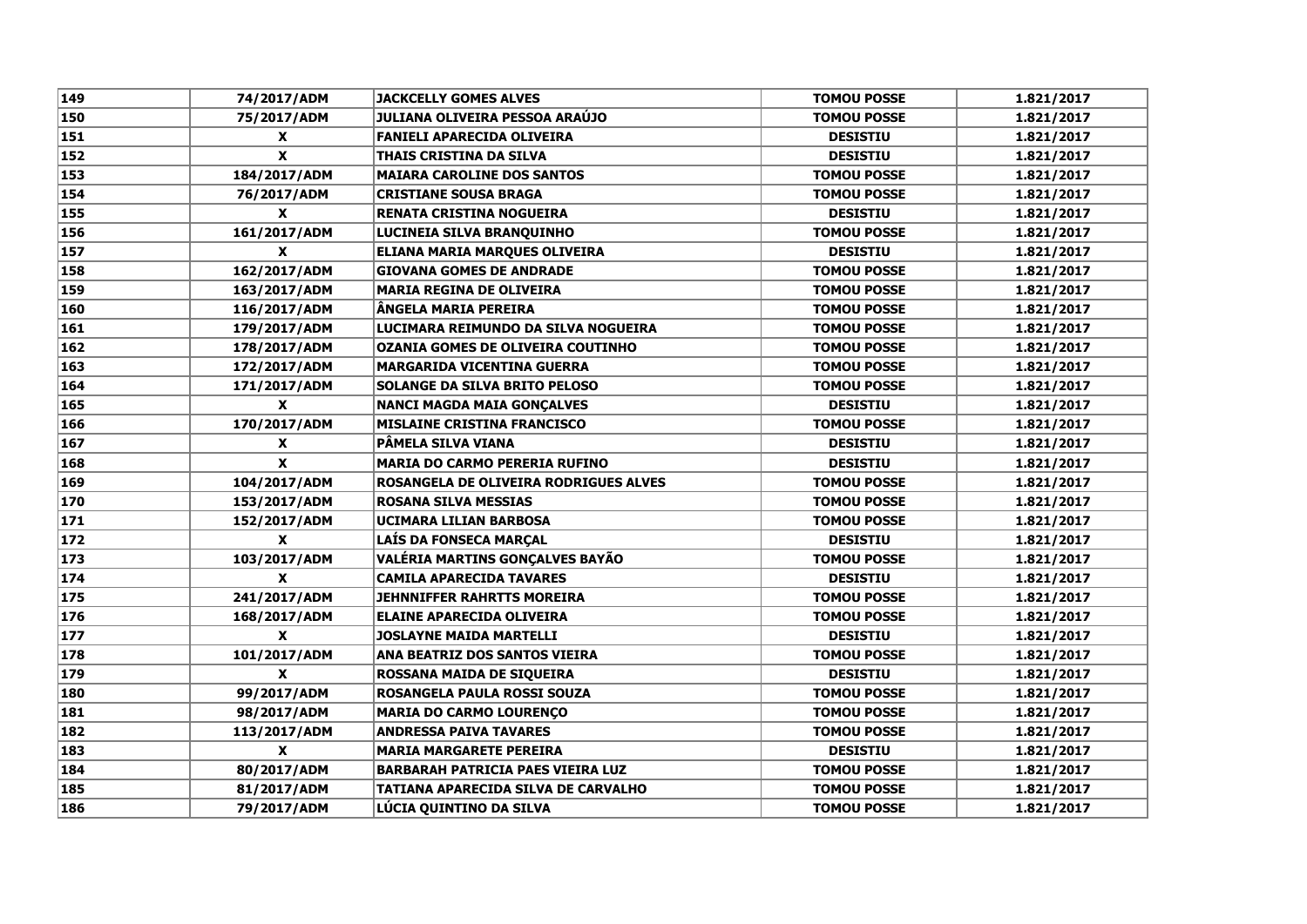| 149 | 74/2017/ADM | JACKCELLY GOMES ALVES | TOMOU POSSE | 1.821/2017 |
|---|---|---|---|---|
| 150 | 75/2017/ADM | JULIANA OLIVEIRA PESSOA ARAÚJO | TOMOU POSSE | 1.821/2017 |
| 151 | X | FANIELI APARECIDA OLIVEIRA | DESISTIU | 1.821/2017 |
| 152 | X | THAIS CRISTINA DA SILVA | DESISTIU | 1.821/2017 |
| 153 | 184/2017/ADM | MAIARA CAROLINE DOS SANTOS | TOMOU POSSE | 1.821/2017 |
| 154 | 76/2017/ADM | CRISTIANE SOUSA BRAGA | TOMOU POSSE | 1.821/2017 |
| 155 | X | RENATA CRISTINA NOGUEIRA | DESISTIU | 1.821/2017 |
| 156 | 161/2017/ADM | LUCINEIA SILVA BRANQUINHO | TOMOU POSSE | 1.821/2017 |
| 157 | X | ELIANA MARIA MARQUES OLIVEIRA | DESISTIU | 1.821/2017 |
| 158 | 162/2017/ADM | GIOVANA GOMES DE ANDRADE | TOMOU POSSE | 1.821/2017 |
| 159 | 163/2017/ADM | MARIA REGINA DE OLIVEIRA | TOMOU POSSE | 1.821/2017 |
| 160 | 116/2017/ADM | ÂNGELA MARIA PEREIRA | TOMOU POSSE | 1.821/2017 |
| 161 | 179/2017/ADM | LUCIMARA REIMUNDO DA SILVA NOGUEIRA | TOMOU POSSE | 1.821/2017 |
| 162 | 178/2017/ADM | OZANIA GOMES DE OLIVEIRA COUTINHO | TOMOU POSSE | 1.821/2017 |
| 163 | 172/2017/ADM | MARGARIDA VICENTINA GUERRA | TOMOU POSSE | 1.821/2017 |
| 164 | 171/2017/ADM | SOLANGE DA SILVA BRITO PELOSO | TOMOU POSSE | 1.821/2017 |
| 165 | X | NANCI MAGDA MAIA GONÇALVES | DESISTIU | 1.821/2017 |
| 166 | 170/2017/ADM | MISLAINE CRISTINA FRANCISCO | TOMOU POSSE | 1.821/2017 |
| 167 | X | PÂMELA SILVA VIANA | DESISTIU | 1.821/2017 |
| 168 | X | MARIA DO CARMO PERERIA RUFINO | DESISTIU | 1.821/2017 |
| 169 | 104/2017/ADM | ROSANGELA DE OLIVEIRA RODRIGUES ALVES | TOMOU POSSE | 1.821/2017 |
| 170 | 153/2017/ADM | ROSANA SILVA MESSIAS | TOMOU POSSE | 1.821/2017 |
| 171 | 152/2017/ADM | UCIMARA LILIAN BARBOSA | TOMOU POSSE | 1.821/2017 |
| 172 | X | LAÍS DA FONSECA MARÇAL | DESISTIU | 1.821/2017 |
| 173 | 103/2017/ADM | VALÉRIA MARTINS GONÇALVES BAYÃO | TOMOU POSSE | 1.821/2017 |
| 174 | X | CAMILA APARECIDA TAVARES | DESISTIU | 1.821/2017 |
| 175 | 241/2017/ADM | JEHNNIFFER RAHRTTS MOREIRA | TOMOU POSSE | 1.821/2017 |
| 176 | 168/2017/ADM | ELAINE APARECIDA OLIVEIRA | TOMOU POSSE | 1.821/2017 |
| 177 | X | JOSLAYNE MAIDA MARTELLI | DESISTIU | 1.821/2017 |
| 178 | 101/2017/ADM | ANA BEATRIZ DOS SANTOS VIEIRA | TOMOU POSSE | 1.821/2017 |
| 179 | X | ROSSANA MAIDA DE SIQUEIRA | DESISTIU | 1.821/2017 |
| 180 | 99/2017/ADM | ROSANGELA PAULA ROSSI SOUZA | TOMOU POSSE | 1.821/2017 |
| 181 | 98/2017/ADM | MARIA DO CARMO LOURENÇO | TOMOU POSSE | 1.821/2017 |
| 182 | 113/2017/ADM | ANDRESSA PAIVA TAVARES | TOMOU POSSE | 1.821/2017 |
| 183 | X | MARIA MARGARETE PEREIRA | DESISTIU | 1.821/2017 |
| 184 | 80/2017/ADM | BARBARAH PATRICIA PAES VIEIRA LUZ | TOMOU POSSE | 1.821/2017 |
| 185 | 81/2017/ADM | TATIANA APARECIDA SILVA DE CARVALHO | TOMOU POSSE | 1.821/2017 |
| 186 | 79/2017/ADM | LÚCIA QUINTINO DA SILVA | TOMOU POSSE | 1.821/2017 |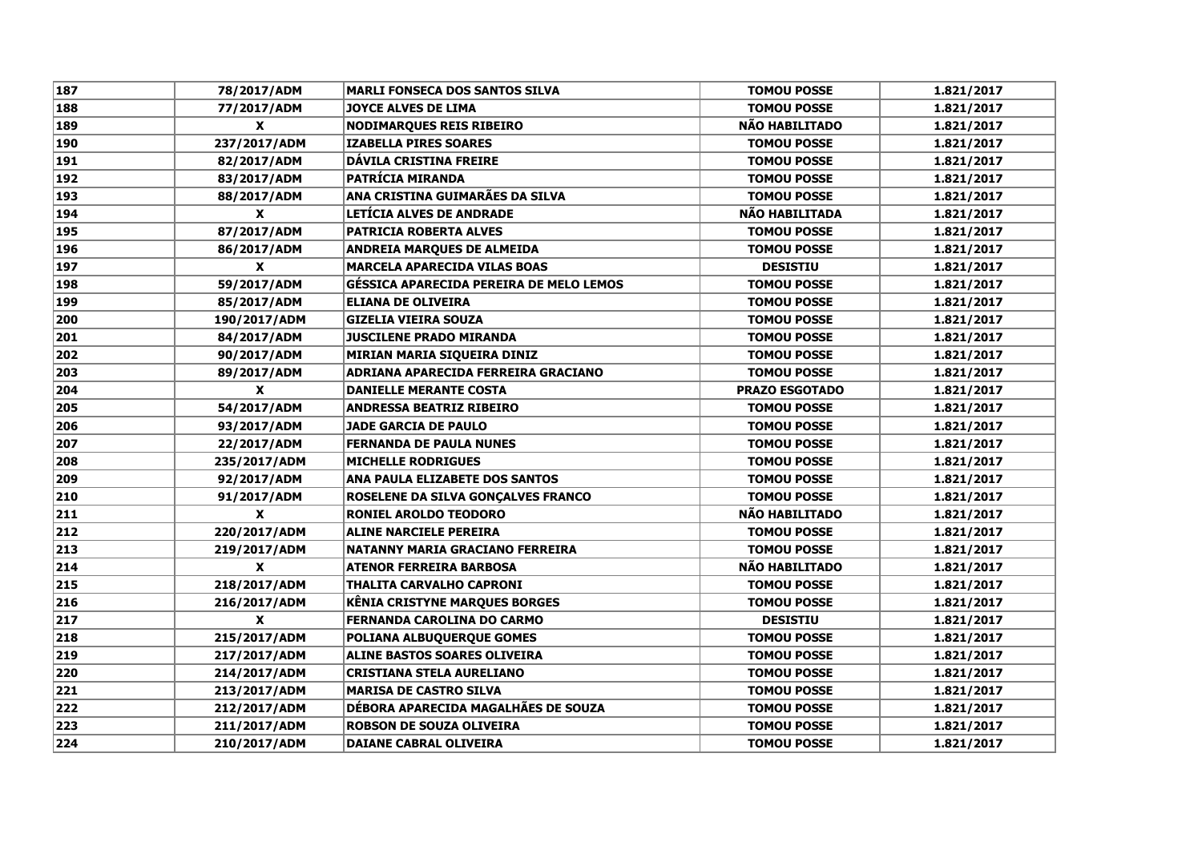| 187 | 78/2017/ADM | MARLI FONSECA DOS SANTOS SILVA | TOMOU POSSE | 1.821/2017 |
|---|---|---|---|---|
| 188 | 77/2017/ADM | JOYCE ALVES DE LIMA | TOMOU POSSE | 1.821/2017 |
| 189 | X | NODIMARQUES REIS RIBEIRO | NÃO HABILITADO | 1.821/2017 |
| 190 | 237/2017/ADM | IZABELLA PIRES SOARES | TOMOU POSSE | 1.821/2017 |
| 191 | 82/2017/ADM | DÁVILA CRISTINA FREIRE | TOMOU POSSE | 1.821/2017 |
| 192 | 83/2017/ADM | PATRÍCIA MIRANDA | TOMOU POSSE | 1.821/2017 |
| 193 | 88/2017/ADM | ANA CRISTINA GUIMARÃES DA SILVA | TOMOU POSSE | 1.821/2017 |
| 194 | X | LETÍCIA ALVES DE ANDRADE | NÃO HABILITADA | 1.821/2017 |
| 195 | 87/2017/ADM | PATRICIA ROBERTA ALVES | TOMOU POSSE | 1.821/2017 |
| 196 | 86/2017/ADM | ANDREIA MARQUES DE ALMEIDA | TOMOU POSSE | 1.821/2017 |
| 197 | X | MARCELA APARECIDA VILAS BOAS | DESISTIU | 1.821/2017 |
| 198 | 59/2017/ADM | GÉSSICA APARECIDA PEREIRA DE MELO LEMOS | TOMOU POSSE | 1.821/2017 |
| 199 | 85/2017/ADM | ELIANA DE OLIVEIRA | TOMOU POSSE | 1.821/2017 |
| 200 | 190/2017/ADM | GIZELIA VIEIRA SOUZA | TOMOU POSSE | 1.821/2017 |
| 201 | 84/2017/ADM | JUSCILENE PRADO MIRANDA | TOMOU POSSE | 1.821/2017 |
| 202 | 90/2017/ADM | MIRIAN MARIA SIQUEIRA DINIZ | TOMOU POSSE | 1.821/2017 |
| 203 | 89/2017/ADM | ADRIANA APARECIDA FERREIRA GRACIANO | TOMOU POSSE | 1.821/2017 |
| 204 | X | DANIELLE MERANTE COSTA | PRAZO ESGOTADO | 1.821/2017 |
| 205 | 54/2017/ADM | ANDRESSA BEATRIZ RIBEIRO | TOMOU POSSE | 1.821/2017 |
| 206 | 93/2017/ADM | JADE GARCIA DE PAULO | TOMOU POSSE | 1.821/2017 |
| 207 | 22/2017/ADM | FERNANDA DE PAULA NUNES | TOMOU POSSE | 1.821/2017 |
| 208 | 235/2017/ADM | MICHELLE RODRIGUES | TOMOU POSSE | 1.821/2017 |
| 209 | 92/2017/ADM | ANA PAULA ELIZABETE DOS SANTOS | TOMOU POSSE | 1.821/2017 |
| 210 | 91/2017/ADM | ROSELENE DA SILVA GONÇALVES FRANCO | TOMOU POSSE | 1.821/2017 |
| 211 | X | RONIEL AROLDO TEODORO | NÃO HABILITADO | 1.821/2017 |
| 212 | 220/2017/ADM | ALINE NARCIELE PEREIRA | TOMOU POSSE | 1.821/2017 |
| 213 | 219/2017/ADM | NATANNY MARIA GRACIANO FERREIRA | TOMOU POSSE | 1.821/2017 |
| 214 | X | ATENOR FERREIRA BARBOSA | NÃO HABILITADO | 1.821/2017 |
| 215 | 218/2017/ADM | THALITA CARVALHO CAPRONI | TOMOU POSSE | 1.821/2017 |
| 216 | 216/2017/ADM | KÊNIA CRISTYNE MARQUES BORGES | TOMOU POSSE | 1.821/2017 |
| 217 | X | FERNANDA CAROLINA DO CARMO | DESISTIU | 1.821/2017 |
| 218 | 215/2017/ADM | POLIANA ALBUQUERQUE GOMES | TOMOU POSSE | 1.821/2017 |
| 219 | 217/2017/ADM | ALINE BASTOS SOARES OLIVEIRA | TOMOU POSSE | 1.821/2017 |
| 220 | 214/2017/ADM | CRISTIANA STELA AURELIANO | TOMOU POSSE | 1.821/2017 |
| 221 | 213/2017/ADM | MARISA DE CASTRO SILVA | TOMOU POSSE | 1.821/2017 |
| 222 | 212/2017/ADM | DÉBORA APARECIDA MAGALHÃES DE SOUZA | TOMOU POSSE | 1.821/2017 |
| 223 | 211/2017/ADM | ROBSON DE SOUZA OLIVEIRA | TOMOU POSSE | 1.821/2017 |
| 224 | 210/2017/ADM | DAIANE CABRAL OLIVEIRA | TOMOU POSSE | 1.821/2017 |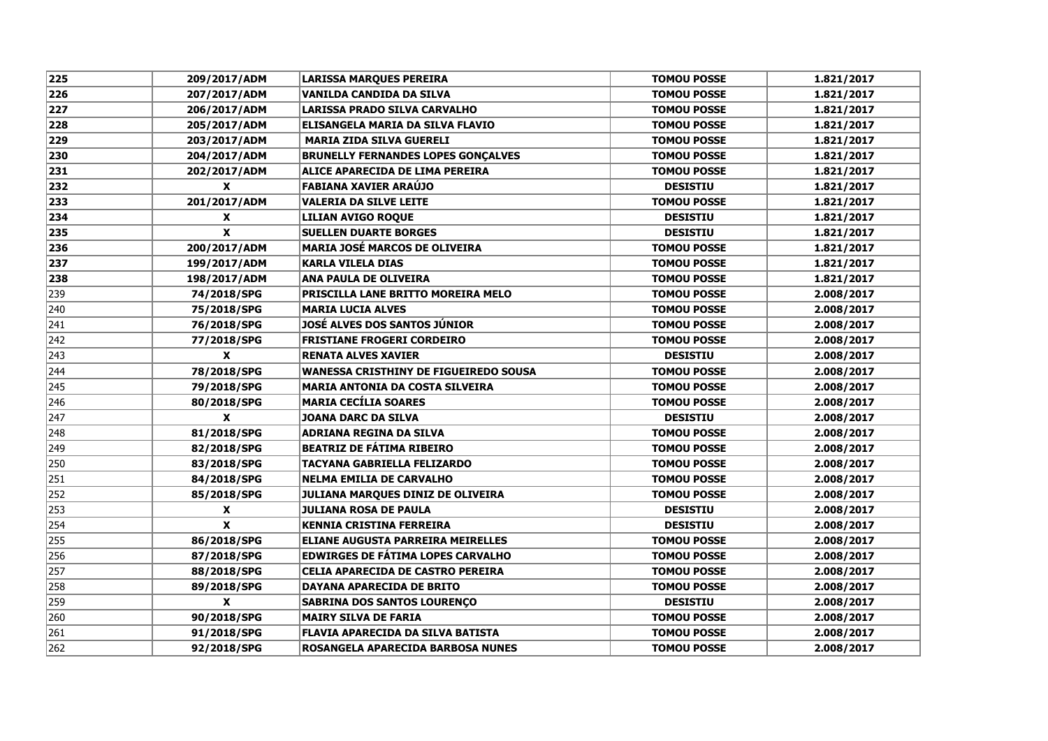| 225 | 209/2017/ADM | **LARISSA MARQUES PEREIRA** | **TOMOU POSSE** | **1.821/2017** |
|---|---|---|---|---|
| 226 | 207/2017/ADM | VANILDA CANDIDA DA SILVA | TOMOU POSSE | 1.821/2017 |
| 227 | 206/2017/ADM | LARISSA PRADO SILVA CARVALHO | TOMOU POSSE | 1.821/2017 |
| 228 | 205/2017/ADM | ELISANGELA MARIA DA SILVA FLAVIO | TOMOU POSSE | 1.821/2017 |
| 229 | 203/2017/ADM | MARIA ZIDA SILVA GUERELI | TOMOU POSSE | 1.821/2017 |
| 230 | 204/2017/ADM | BRUNELLY FERNANDES LOPES GONÇALVES | TOMOU POSSE | 1.821/2017 |
| 231 | 202/2017/ADM | ALICE APARECIDA DE LIMA PEREIRA | TOMOU POSSE | 1.821/2017 |
| 232 | X | FABIANA XAVIER ARAÚJO | DESISTIU | 1.821/2017 |
| 233 | 201/2017/ADM | VALERIA DA SILVE LEITE | TOMOU POSSE | 1.821/2017 |
| 234 | X | LILIAN AVIGO ROQUE | DESISTIU | 1.821/2017 |
| 235 | X | SUELLEN DUARTE BORGES | DESISTIU | 1.821/2017 |
| 236 | 200/2017/ADM | MARIA JOSÉ MARCOS DE OLIVEIRA | TOMOU POSSE | 1.821/2017 |
| 237 | 199/2017/ADM | KARLA VILELA DIAS | TOMOU POSSE | 1.821/2017 |
| 238 | 198/2017/ADM | ANA PAULA DE OLIVEIRA | TOMOU POSSE | 1.821/2017 |
| 239 | 74/2018/SPG | PRISCILLA LANE BRITTO MOREIRA MELO | TOMOU POSSE | 2.008/2017 |
| 240 | 75/2018/SPG | MARIA LUCIA ALVES | TOMOU POSSE | 2.008/2017 |
| 241 | 76/2018/SPG | JOSÉ ALVES DOS SANTOS JÚNIOR | TOMOU POSSE | 2.008/2017 |
| 242 | 77/2018/SPG | FRISTIANE FROGERI CORDEIRO | TOMOU POSSE | 2.008/2017 |
| 243 | X | RENATA ALVES XAVIER | DESISTIU | 2.008/2017 |
| 244 | 78/2018/SPG | WANESSA CRISTHINY DE FIGUEIREDO SOUSA | TOMOU POSSE | 2.008/2017 |
| 245 | 79/2018/SPG | MARIA ANTONIA DA COSTA SILVEIRA | TOMOU POSSE | 2.008/2017 |
| 246 | 80/2018/SPG | MARIA CECÍLIA SOARES | TOMOU POSSE | 2.008/2017 |
| 247 | X | JOANA DARC DA SILVA | DESISTIU | 2.008/2017 |
| 248 | 81/2018/SPG | ADRIANA REGINA DA SILVA | TOMOU POSSE | 2.008/2017 |
| 249 | 82/2018/SPG | BEATRIZ DE FÁTIMA RIBEIRO | TOMOU POSSE | 2.008/2017 |
| 250 | 83/2018/SPG | TACYANA GABRIELLA FELIZARDO | TOMOU POSSE | 2.008/2017 |
| 251 | 84/2018/SPG | NELMA EMILIA DE CARVALHO | TOMOU POSSE | 2.008/2017 |
| 252 | 85/2018/SPG | JULIANA MARQUES DINIZ DE OLIVEIRA | TOMOU POSSE | 2.008/2017 |
| 253 | X | JULIANA ROSA DE PAULA | DESISTIU | 2.008/2017 |
| 254 | X | KENNIA CRISTINA FERREIRA | DESISTIU | 2.008/2017 |
| 255 | 86/2018/SPG | ELIANE AUGUSTA PARREIRA MEIRELLES | TOMOU POSSE | 2.008/2017 |
| 256 | 87/2018/SPG | EDWIRGES DE FÁTIMA LOPES CARVALHO | TOMOU POSSE | 2.008/2017 |
| 257 | 88/2018/SPG | CELIA APARECIDA DE CASTRO PEREIRA | TOMOU POSSE | 2.008/2017 |
| 258 | 89/2018/SPG | DAYANA APARECIDA DE BRITO | TOMOU POSSE | 2.008/2017 |
| 259 | X | SABRINA DOS SANTOS LOURENÇO | DESISTIU | 2.008/2017 |
| 260 | 90/2018/SPG | MAIRY SILVA DE FARIA | TOMOU POSSE | 2.008/2017 |
| 261 | 91/2018/SPG | FLAVIA APARECIDA DA SILVA BATISTA | TOMOU POSSE | 2.008/2017 |
| 262 | 92/2018/SPG | ROSANGELA APARECIDA BARBOSA NUNES | TOMOU POSSE | 2.008/2017 |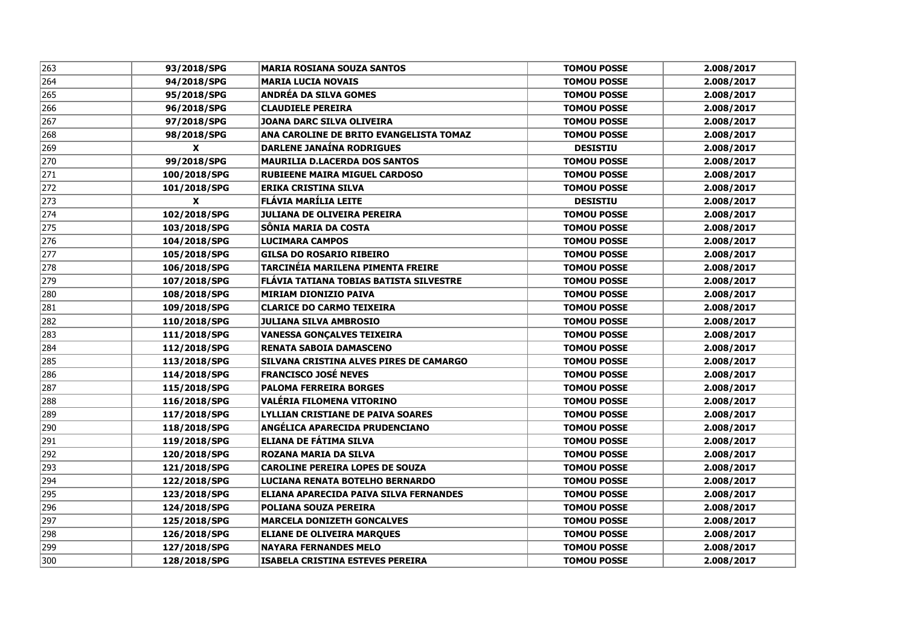| 263 | 93/2018/SPG | MARIA ROSIANA SOUZA SANTOS | TOMOU POSSE | 2.008/2017 |
|---|---|---|---|---|
| 264 | 94/2018/SPG | MARIA LUCIA NOVAIS | TOMOU POSSE | 2.008/2017 |
| 265 | 95/2018/SPG | ANDRÉA DA SILVA GOMES | TOMOU POSSE | 2.008/2017 |
| 266 | 96/2018/SPG | CLAUDIELE PEREIRA | TOMOU POSSE | 2.008/2017 |
| 267 | 97/2018/SPG | JOANA DARC SILVA OLIVEIRA | TOMOU POSSE | 2.008/2017 |
| 268 | 98/2018/SPG | ANA CAROLINE DE BRITO EVANGELISTA TOMAZ | TOMOU POSSE | 2.008/2017 |
| 269 | X | DARLENE JANAÍNA RODRIGUES | DESISTIU | 2.008/2017 |
| 270 | 99/2018/SPG | MAURILIA D.LACERDA DOS SANTOS | TOMOU POSSE | 2.008/2017 |
| 271 | 100/2018/SPG | RUBIEENE MAIRA MIGUEL CARDOSO | TOMOU POSSE | 2.008/2017 |
| 272 | 101/2018/SPG | ERIKA CRISTINA SILVA | TOMOU POSSE | 2.008/2017 |
| 273 | X | FLÁVIA MARÍLIA LEITE | DESISTIU | 2.008/2017 |
| 274 | 102/2018/SPG | JULIANA DE OLIVEIRA PEREIRA | TOMOU POSSE | 2.008/2017 |
| 275 | 103/2018/SPG | SÔNIA MARIA DA COSTA | TOMOU POSSE | 2.008/2017 |
| 276 | 104/2018/SPG | LUCIMARA CAMPOS | TOMOU POSSE | 2.008/2017 |
| 277 | 105/2018/SPG | GILSA DO ROSARIO RIBEIRO | TOMOU POSSE | 2.008/2017 |
| 278 | 106/2018/SPG | TARCINÉIA MARILENA PIMENTA FREIRE | TOMOU POSSE | 2.008/2017 |
| 279 | 107/2018/SPG | FLÁVIA TATIANA TOBIAS BATISTA SILVESTRE | TOMOU POSSE | 2.008/2017 |
| 280 | 108/2018/SPG | MIRIAM DIONIZIO PAIVA | TOMOU POSSE | 2.008/2017 |
| 281 | 109/2018/SPG | CLARICE DO CARMO TEIXEIRA | TOMOU POSSE | 2.008/2017 |
| 282 | 110/2018/SPG | JULIANA SILVA AMBROSIO | TOMOU POSSE | 2.008/2017 |
| 283 | 111/2018/SPG | VANESSA GONÇALVES TEIXEIRA | TOMOU POSSE | 2.008/2017 |
| 284 | 112/2018/SPG | RENATA SABOIA DAMASCENO | TOMOU POSSE | 2.008/2017 |
| 285 | 113/2018/SPG | SILVANA CRISTINA ALVES PIRES DE CAMARGO | TOMOU POSSE | 2.008/2017 |
| 286 | 114/2018/SPG | FRANCISCO JOSÉ NEVES | TOMOU POSSE | 2.008/2017 |
| 287 | 115/2018/SPG | PALOMA FERREIRA BORGES | TOMOU POSSE | 2.008/2017 |
| 288 | 116/2018/SPG | VALÉRIA FILOMENA VITORINO | TOMOU POSSE | 2.008/2017 |
| 289 | 117/2018/SPG | LYLLIAN CRISTIANE DE PAIVA SOARES | TOMOU POSSE | 2.008/2017 |
| 290 | 118/2018/SPG | ANGÉLICA APARECIDA PRUDENCIANO | TOMOU POSSE | 2.008/2017 |
| 291 | 119/2018/SPG | ELIANA DE FÁTIMA SILVA | TOMOU POSSE | 2.008/2017 |
| 292 | 120/2018/SPG | ROZANA MARIA DA SILVA | TOMOU POSSE | 2.008/2017 |
| 293 | 121/2018/SPG | CAROLINE PEREIRA LOPES DE SOUZA | TOMOU POSSE | 2.008/2017 |
| 294 | 122/2018/SPG | LUCIANA RENATA BOTELHO BERNARDO | TOMOU POSSE | 2.008/2017 |
| 295 | 123/2018/SPG | ELIANA APARECIDA PAIVA SILVA FERNANDES | TOMOU POSSE | 2.008/2017 |
| 296 | 124/2018/SPG | POLIANA SOUZA PEREIRA | TOMOU POSSE | 2.008/2017 |
| 297 | 125/2018/SPG | MARCELA DONIZETH GONCALVES | TOMOU POSSE | 2.008/2017 |
| 298 | 126/2018/SPG | ELIANE DE OLIVEIRA MARQUES | TOMOU POSSE | 2.008/2017 |
| 299 | 127/2018/SPG | NAYARA FERNANDES MELO | TOMOU POSSE | 2.008/2017 |
| 300 | 128/2018/SPG | ISABELA CRISTINA ESTEVES PEREIRA | TOMOU POSSE | 2.008/2017 |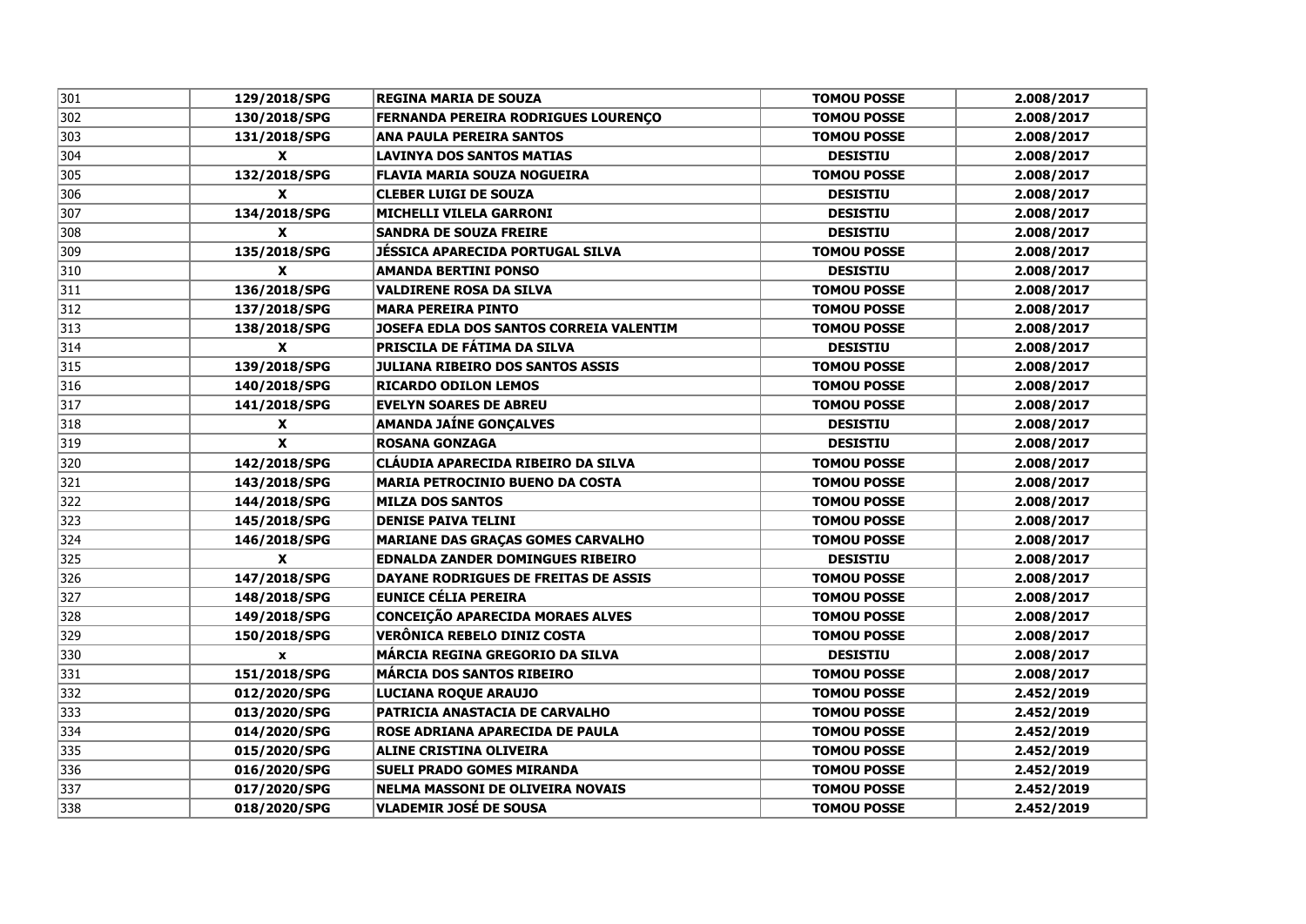| | | | | |
|---|---|---|---|---|
| 301 | 129/2018/SPG | REGINA MARIA DE SOUZA | TOMOU POSSE | 2.008/2017 |
| 302 | 130/2018/SPG | FERNANDA PEREIRA RODRIGUES LOURENÇO | TOMOU POSSE | 2.008/2017 |
| 303 | 131/2018/SPG | ANA PAULA PEREIRA SANTOS | TOMOU POSSE | 2.008/2017 |
| 304 | X | LAVINYA DOS SANTOS MATIAS | DESISTIU | 2.008/2017 |
| 305 | 132/2018/SPG | FLAVIA MARIA SOUZA NOGUEIRA | TOMOU POSSE | 2.008/2017 |
| 306 | X | CLEBER LUIGI DE SOUZA | DESISTIU | 2.008/2017 |
| 307 | 134/2018/SPG | MICHELLI VILELA GARRONI | DESISTIU | 2.008/2017 |
| 308 | X | SANDRA DE SOUZA FREIRE | DESISTIU | 2.008/2017 |
| 309 | 135/2018/SPG | JÉSSICA APARECIDA PORTUGAL SILVA | TOMOU POSSE | 2.008/2017 |
| 310 | X | AMANDA BERTINI PONSO | DESISTIU | 2.008/2017 |
| 311 | 136/2018/SPG | VALDIRENE ROSA DA SILVA | TOMOU POSSE | 2.008/2017 |
| 312 | 137/2018/SPG | MARA PEREIRA PINTO | TOMOU POSSE | 2.008/2017 |
| 313 | 138/2018/SPG | JOSEFA EDLA DOS SANTOS CORREIA VALENTIM | TOMOU POSSE | 2.008/2017 |
| 314 | X | PRISCILA DE FÁTIMA DA SILVA | DESISTIU | 2.008/2017 |
| 315 | 139/2018/SPG | JULIANA RIBEIRO DOS SANTOS ASSIS | TOMOU POSSE | 2.008/2017 |
| 316 | 140/2018/SPG | RICARDO ODILON LEMOS | TOMOU POSSE | 2.008/2017 |
| 317 | 141/2018/SPG | EVELYN SOARES DE ABREU | TOMOU POSSE | 2.008/2017 |
| 318 | X | AMANDA JAÍNE GONÇALVES | DESISTIU | 2.008/2017 |
| 319 | X | ROSANA GONZAGA | DESISTIU | 2.008/2017 |
| 320 | 142/2018/SPG | CLÁUDIA APARECIDA RIBEIRO DA SILVA | TOMOU POSSE | 2.008/2017 |
| 321 | 143/2018/SPG | MARIA PETROCINIO BUENO DA COSTA | TOMOU POSSE | 2.008/2017 |
| 322 | 144/2018/SPG | MILZA DOS SANTOS | TOMOU POSSE | 2.008/2017 |
| 323 | 145/2018/SPG | DENISE PAIVA TELINI | TOMOU POSSE | 2.008/2017 |
| 324 | 146/2018/SPG | MARIANE DAS GRAÇAS GOMES CARVALHO | TOMOU POSSE | 2.008/2017 |
| 325 | X | EDNALDA ZANDER DOMINGUES RIBEIRO | DESISTIU | 2.008/2017 |
| 326 | 147/2018/SPG | DAYANE RODRIGUES DE FREITAS DE ASSIS | TOMOU POSSE | 2.008/2017 |
| 327 | 148/2018/SPG | EUNICE CÉLIA PEREIRA | TOMOU POSSE | 2.008/2017 |
| 328 | 149/2018/SPG | CONCEIÇÃO APARECIDA MORAES ALVES | TOMOU POSSE | 2.008/2017 |
| 329 | 150/2018/SPG | VERÔNICA REBELO DINIZ COSTA | TOMOU POSSE | 2.008/2017 |
| 330 | x | MÁRCIA REGINA GREGORIO DA SILVA | DESISTIU | 2.008/2017 |
| 331 | 151/2018/SPG | MÁRCIA DOS SANTOS RIBEIRO | TOMOU POSSE | 2.008/2017 |
| 332 | 012/2020/SPG | LUCIANA ROQUE ARAUJO | TOMOU POSSE | 2.452/2019 |
| 333 | 013/2020/SPG | PATRICIA ANASTACIA DE CARVALHO | TOMOU POSSE | 2.452/2019 |
| 334 | 014/2020/SPG | ROSE ADRIANA APARECIDA DE PAULA | TOMOU POSSE | 2.452/2019 |
| 335 | 015/2020/SPG | ALINE CRISTINA OLIVEIRA | TOMOU POSSE | 2.452/2019 |
| 336 | 016/2020/SPG | SUELI PRADO GOMES MIRANDA | TOMOU POSSE | 2.452/2019 |
| 337 | 017/2020/SPG | NELMA MASSONI DE OLIVEIRA NOVAIS | TOMOU POSSE | 2.452/2019 |
| 338 | 018/2020/SPG | VLADEMIR JOSÉ DE SOUSA | TOMOU POSSE | 2.452/2019 |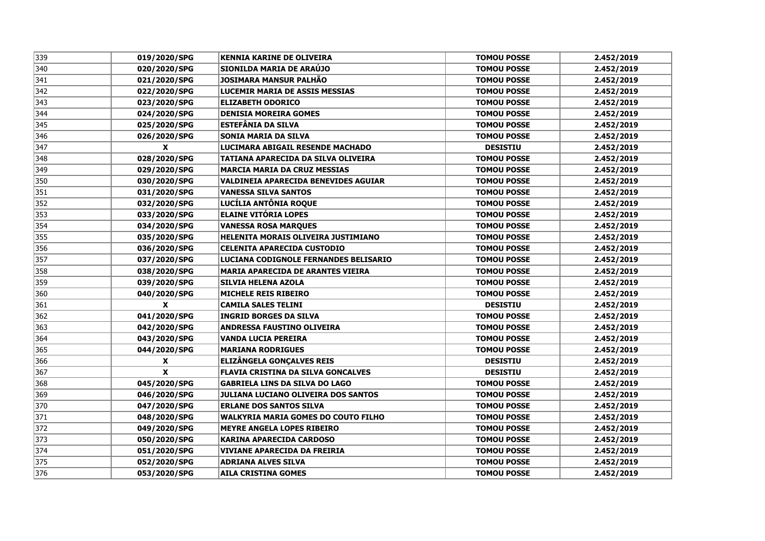| 339 | 019/2020/SPG | KENNIA KARINE DE OLIVEIRA | TOMOU POSSE | 2.452/2019 |
|---|---|---|---|---|
| 340 | 020/2020/SPG | SIONILDA MARIA DE ARAÚJO | TOMOU POSSE | 2.452/2019 |
| 341 | 021/2020/SPG | JOSIMARA MANSUR PALHÃO | TOMOU POSSE | 2.452/2019 |
| 342 | 022/2020/SPG | LUCEMIR MARIA DE ASSIS MESSIAS | TOMOU POSSE | 2.452/2019 |
| 343 | 023/2020/SPG | ELIZABETH ODORICO | TOMOU POSSE | 2.452/2019 |
| 344 | 024/2020/SPG | DENISIA MOREIRA GOMES | TOMOU POSSE | 2.452/2019 |
| 345 | 025/2020/SPG | ESTEFÂNIA DA SILVA | TOMOU POSSE | 2.452/2019 |
| 346 | 026/2020/SPG | SONIA MARIA DA SILVA | TOMOU POSSE | 2.452/2019 |
| 347 | X | LUCIMARA ABIGAIL RESENDE MACHADO | DESISTIU | 2.452/2019 |
| 348 | 028/2020/SPG | TATIANA APARECIDA DA SILVA OLIVEIRA | TOMOU POSSE | 2.452/2019 |
| 349 | 029/2020/SPG | MARCIA MARIA DA CRUZ MESSIAS | TOMOU POSSE | 2.452/2019 |
| 350 | 030/2020/SPG | VALDINEIA APARECIDA BENEVIDES AGUIAR | TOMOU POSSE | 2.452/2019 |
| 351 | 031/2020/SPG | VANESSA SILVA SANTOS | TOMOU POSSE | 2.452/2019 |
| 352 | 032/2020/SPG | LUCÍLIA ANTÔNIA ROQUE | TOMOU POSSE | 2.452/2019 |
| 353 | 033/2020/SPG | ELAINE VITÓRIA LOPES | TOMOU POSSE | 2.452/2019 |
| 354 | 034/2020/SPG | VANESSA ROSA MARQUES | TOMOU POSSE | 2.452/2019 |
| 355 | 035/2020/SPG | HELENITA MORAIS OLIVEIRA JUSTIMIANO | TOMOU POSSE | 2.452/2019 |
| 356 | 036/2020/SPG | CELENITA APARECIDA CUSTODIO | TOMOU POSSE | 2.452/2019 |
| 357 | 037/2020/SPG | LUCIANA CODIGNOLE FERNANDES BELISARIO | TOMOU POSSE | 2.452/2019 |
| 358 | 038/2020/SPG | MARIA APARECIDA DE ARANTES VIEIRA | TOMOU POSSE | 2.452/2019 |
| 359 | 039/2020/SPG | SILVIA HELENA AZOLA | TOMOU POSSE | 2.452/2019 |
| 360 | 040/2020/SPG | MICHELE REIS RIBEIRO | TOMOU POSSE | 2.452/2019 |
| 361 | X | CAMILA SALES TELINI | DESISTIU | 2.452/2019 |
| 362 | 041/2020/SPG | INGRID BORGES DA SILVA | TOMOU POSSE | 2.452/2019 |
| 363 | 042/2020/SPG | ANDRESSA FAUSTINO OLIVEIRA | TOMOU POSSE | 2.452/2019 |
| 364 | 043/2020/SPG | VANDA LUCIA PEREIRA | TOMOU POSSE | 2.452/2019 |
| 365 | 044/2020/SPG | MARIANA RODRIGUES | TOMOU POSSE | 2.452/2019 |
| 366 | X | ELIZÂNGELA GONÇALVES REIS | DESISTIU | 2.452/2019 |
| 367 | X | FLAVIA CRISTINA DA SILVA GONCALVES | DESISTIU | 2.452/2019 |
| 368 | 045/2020/SPG | GABRIELA LINS DA SILVA DO LAGO | TOMOU POSSE | 2.452/2019 |
| 369 | 046/2020/SPG | JULIANA LUCIANO OLIVEIRA DOS SANTOS | TOMOU POSSE | 2.452/2019 |
| 370 | 047/2020/SPG | ERLANE DOS SANTOS SILVA | TOMOU POSSE | 2.452/2019 |
| 371 | 048/2020/SPG | WALKYRIA MARIA GOMES DO COUTO FILHO | TOMOU POSSE | 2.452/2019 |
| 372 | 049/2020/SPG | MEYRE ANGELA LOPES RIBEIRO | TOMOU POSSE | 2.452/2019 |
| 373 | 050/2020/SPG | KARINA APARECIDA CARDOSO | TOMOU POSSE | 2.452/2019 |
| 374 | 051/2020/SPG | VIVIANE APARECIDA DA FREIRIA | TOMOU POSSE | 2.452/2019 |
| 375 | 052/2020/SPG | ADRIANA ALVES SILVA | TOMOU POSSE | 2.452/2019 |
| 376 | 053/2020/SPG | AILA CRISTINA GOMES | TOMOU POSSE | 2.452/2019 |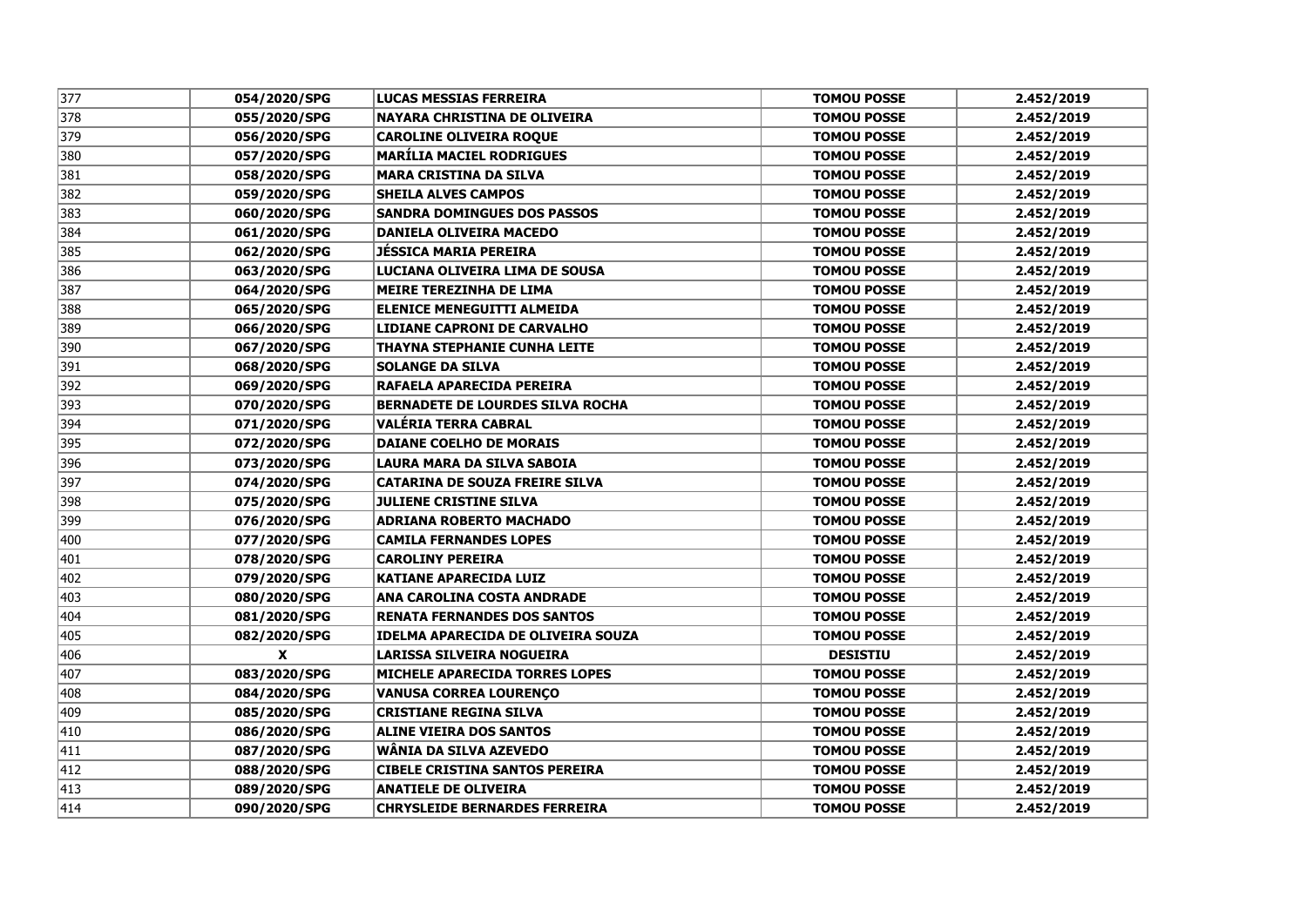| 377 | 054/2020/SPG | LUCAS MESSIAS FERREIRA | TOMOU POSSE | 2.452/2019 |
|---|---|---|---|---|
| 378 | 055/2020/SPG | NAYARA CHRISTINA DE OLIVEIRA | TOMOU POSSE | 2.452/2019 |
| 379 | 056/2020/SPG | CAROLINE OLIVEIRA ROQUE | TOMOU POSSE | 2.452/2019 |
| 380 | 057/2020/SPG | MARÍLIA MACIEL RODRIGUES | TOMOU POSSE | 2.452/2019 |
| 381 | 058/2020/SPG | MARA CRISTINA DA SILVA | TOMOU POSSE | 2.452/2019 |
| 382 | 059/2020/SPG | SHEILA ALVES CAMPOS | TOMOU POSSE | 2.452/2019 |
| 383 | 060/2020/SPG | SANDRA DOMINGUES DOS PASSOS | TOMOU POSSE | 2.452/2019 |
| 384 | 061/2020/SPG | DANIELA OLIVEIRA MACEDO | TOMOU POSSE | 2.452/2019 |
| 385 | 062/2020/SPG | JÉSSICA MARIA PEREIRA | TOMOU POSSE | 2.452/2019 |
| 386 | 063/2020/SPG | LUCIANA OLIVEIRA LIMA DE SOUSA | TOMOU POSSE | 2.452/2019 |
| 387 | 064/2020/SPG | MEIRE TEREZINHA DE LIMA | TOMOU POSSE | 2.452/2019 |
| 388 | 065/2020/SPG | ELENICE MENEGUITTI ALMEIDA | TOMOU POSSE | 2.452/2019 |
| 389 | 066/2020/SPG | LIDIANE CAPRONI DE CARVALHO | TOMOU POSSE | 2.452/2019 |
| 390 | 067/2020/SPG | THAYNA STEPHANIE CUNHA LEITE | TOMOU POSSE | 2.452/2019 |
| 391 | 068/2020/SPG | SOLANGE DA SILVA | TOMOU POSSE | 2.452/2019 |
| 392 | 069/2020/SPG | RAFAELA APARECIDA PEREIRA | TOMOU POSSE | 2.452/2019 |
| 393 | 070/2020/SPG | BERNADETE DE LOURDES SILVA ROCHA | TOMOU POSSE | 2.452/2019 |
| 394 | 071/2020/SPG | VALÉRIA TERRA CABRAL | TOMOU POSSE | 2.452/2019 |
| 395 | 072/2020/SPG | DAIANE COELHO DE MORAIS | TOMOU POSSE | 2.452/2019 |
| 396 | 073/2020/SPG | LAURA MARA DA SILVA SABOIA | TOMOU POSSE | 2.452/2019 |
| 397 | 074/2020/SPG | CATARINA DE SOUZA FREIRE SILVA | TOMOU POSSE | 2.452/2019 |
| 398 | 075/2020/SPG | JULIENE CRISTINE SILVA | TOMOU POSSE | 2.452/2019 |
| 399 | 076/2020/SPG | ADRIANA ROBERTO MACHADO | TOMOU POSSE | 2.452/2019 |
| 400 | 077/2020/SPG | CAMILA FERNANDES LOPES | TOMOU POSSE | 2.452/2019 |
| 401 | 078/2020/SPG | CAROLINY PEREIRA | TOMOU POSSE | 2.452/2019 |
| 402 | 079/2020/SPG | KATIANE APARECIDA LUIZ | TOMOU POSSE | 2.452/2019 |
| 403 | 080/2020/SPG | ANA CAROLINA COSTA ANDRADE | TOMOU POSSE | 2.452/2019 |
| 404 | 081/2020/SPG | RENATA FERNANDES DOS SANTOS | TOMOU POSSE | 2.452/2019 |
| 405 | 082/2020/SPG | IDELMA APARECIDA DE OLIVEIRA SOUZA | TOMOU POSSE | 2.452/2019 |
| 406 | X | LARISSA SILVEIRA NOGUEIRA | DESISTIU | 2.452/2019 |
| 407 | 083/2020/SPG | MICHELE APARECIDA TORRES LOPES | TOMOU POSSE | 2.452/2019 |
| 408 | 084/2020/SPG | VANUSA CORREA LOURENÇO | TOMOU POSSE | 2.452/2019 |
| 409 | 085/2020/SPG | CRISTIANE REGINA SILVA | TOMOU POSSE | 2.452/2019 |
| 410 | 086/2020/SPG | ALINE VIEIRA DOS SANTOS | TOMOU POSSE | 2.452/2019 |
| 411 | 087/2020/SPG | WÂNIA DA SILVA AZEVEDO | TOMOU POSSE | 2.452/2019 |
| 412 | 088/2020/SPG | CIBELE CRISTINA SANTOS PEREIRA | TOMOU POSSE | 2.452/2019 |
| 413 | 089/2020/SPG | ANATIELE DE OLIVEIRA | TOMOU POSSE | 2.452/2019 |
| 414 | 090/2020/SPG | CHRYSLEIDE BERNARDES FERREIRA | TOMOU POSSE | 2.452/2019 |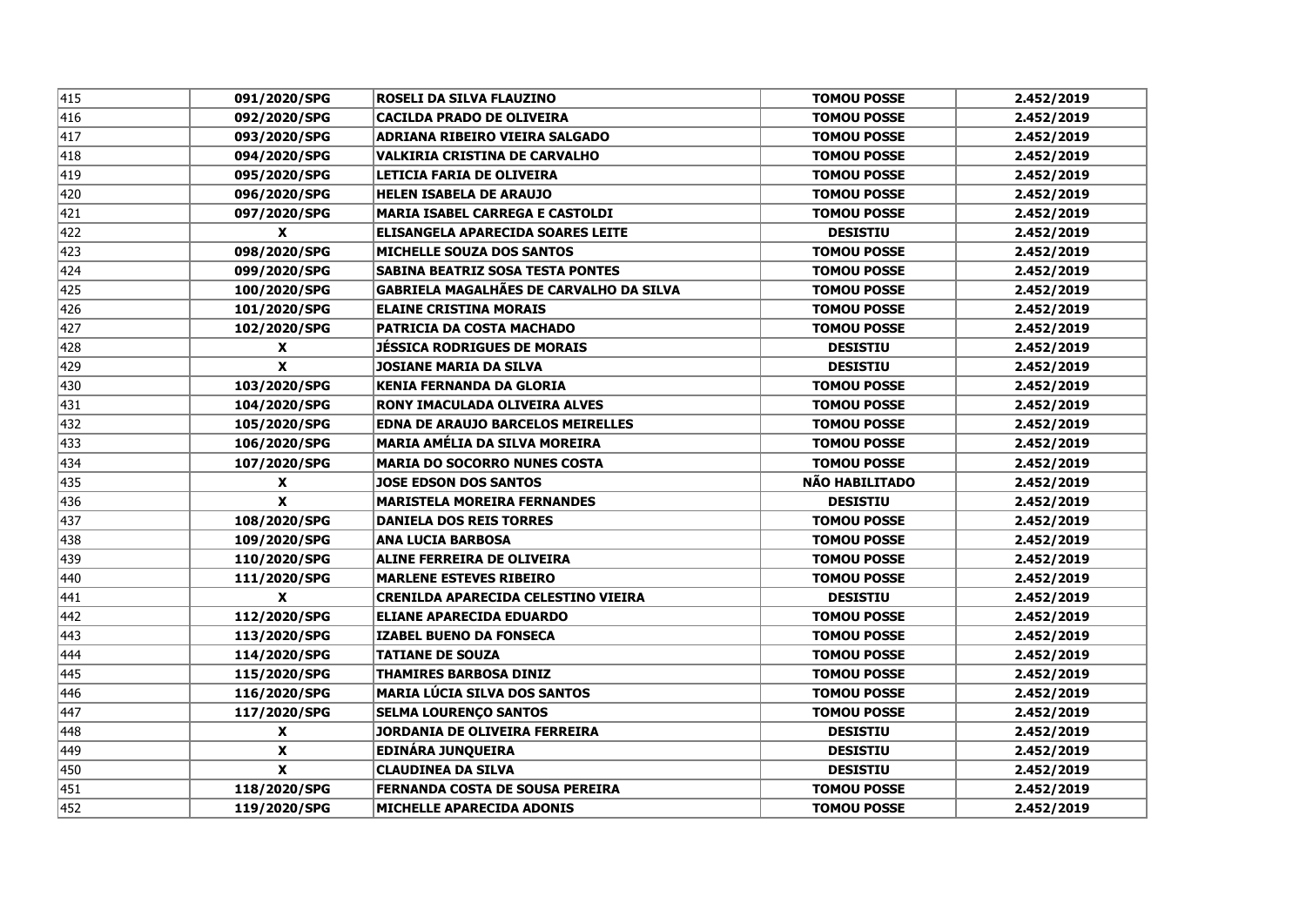| 415 | 091/2020/SPG | ROSELI DA SILVA FLAUZINO | TOMOU POSSE | 2.452/2019 |
|---|---|---|---|---|
| 416 | 092/2020/SPG | CACILDA PRADO DE OLIVEIRA | TOMOU POSSE | 2.452/2019 |
| 417 | 093/2020/SPG | ADRIANA RIBEIRO VIEIRA SALGADO | TOMOU POSSE | 2.452/2019 |
| 418 | 094/2020/SPG | VALKIRIA CRISTINA DE CARVALHO | TOMOU POSSE | 2.452/2019 |
| 419 | 095/2020/SPG | LETICIA FARIA DE OLIVEIRA | TOMOU POSSE | 2.452/2019 |
| 420 | 096/2020/SPG | HELEN ISABELA DE ARAUJO | TOMOU POSSE | 2.452/2019 |
| 421 | 097/2020/SPG | MARIA ISABEL CARREGA E CASTOLDI | TOMOU POSSE | 2.452/2019 |
| 422 | X | ELISANGELA APARECIDA SOARES LEITE | DESISTIU | 2.452/2019 |
| 423 | 098/2020/SPG | MICHELLE SOUZA DOS SANTOS | TOMOU POSSE | 2.452/2019 |
| 424 | 099/2020/SPG | SABINA BEATRIZ SOSA TESTA PONTES | TOMOU POSSE | 2.452/2019 |
| 425 | 100/2020/SPG | GABRIELA MAGALHÃES DE CARVALHO DA SILVA | TOMOU POSSE | 2.452/2019 |
| 426 | 101/2020/SPG | ELAINE CRISTINA MORAIS | TOMOU POSSE | 2.452/2019 |
| 427 | 102/2020/SPG | PATRICIA DA COSTA MACHADO | TOMOU POSSE | 2.452/2019 |
| 428 | X | JÉSSICA RODRIGUES DE MORAIS | DESISTIU | 2.452/2019 |
| 429 | X | JOSIANE MARIA DA SILVA | DESISTIU | 2.452/2019 |
| 430 | 103/2020/SPG | KENIA FERNANDA DA GLORIA | TOMOU POSSE | 2.452/2019 |
| 431 | 104/2020/SPG | RONY IMACULADA OLIVEIRA ALVES | TOMOU POSSE | 2.452/2019 |
| 432 | 105/2020/SPG | EDNA DE ARAUJO BARCELOS MEIRELLES | TOMOU POSSE | 2.452/2019 |
| 433 | 106/2020/SPG | MARIA AMÉLIA DA SILVA MOREIRA | TOMOU POSSE | 2.452/2019 |
| 434 | 107/2020/SPG | MARIA DO SOCORRO NUNES COSTA | TOMOU POSSE | 2.452/2019 |
| 435 | X | JOSE EDSON DOS SANTOS | NÃO HABILITADO | 2.452/2019 |
| 436 | X | MARISTELA MOREIRA FERNANDES | DESISTIU | 2.452/2019 |
| 437 | 108/2020/SPG | DANIELA DOS REIS TORRES | TOMOU POSSE | 2.452/2019 |
| 438 | 109/2020/SPG | ANA LUCIA BARBOSA | TOMOU POSSE | 2.452/2019 |
| 439 | 110/2020/SPG | ALINE FERREIRA DE OLIVEIRA | TOMOU POSSE | 2.452/2019 |
| 440 | 111/2020/SPG | MARLENE ESTEVES RIBEIRO | TOMOU POSSE | 2.452/2019 |
| 441 | X | CRENILDA APARECIDA CELESTINO VIEIRA | DESISTIU | 2.452/2019 |
| 442 | 112/2020/SPG | ELIANE APARECIDA EDUARDO | TOMOU POSSE | 2.452/2019 |
| 443 | 113/2020/SPG | IZABEL BUENO DA FONSECA | TOMOU POSSE | 2.452/2019 |
| 444 | 114/2020/SPG | TATIANE DE SOUZA | TOMOU POSSE | 2.452/2019 |
| 445 | 115/2020/SPG | THAMIRES BARBOSA DINIZ | TOMOU POSSE | 2.452/2019 |
| 446 | 116/2020/SPG | MARIA LÚCIA SILVA DOS SANTOS | TOMOU POSSE | 2.452/2019 |
| 447 | 117/2020/SPG | SELMA LOURENÇO SANTOS | TOMOU POSSE | 2.452/2019 |
| 448 | X | JORDANIA DE OLIVEIRA FERREIRA | DESISTIU | 2.452/2019 |
| 449 | X | EDINÁRA JUNQUEIRA | DESISTIU | 2.452/2019 |
| 450 | X | CLAUDINEA DA SILVA | DESISTIU | 2.452/2019 |
| 451 | 118/2020/SPG | FERNANDA COSTA DE SOUSA PEREIRA | TOMOU POSSE | 2.452/2019 |
| 452 | 119/2020/SPG | MICHELLE APARECIDA ADONIS | TOMOU POSSE | 2.452/2019 |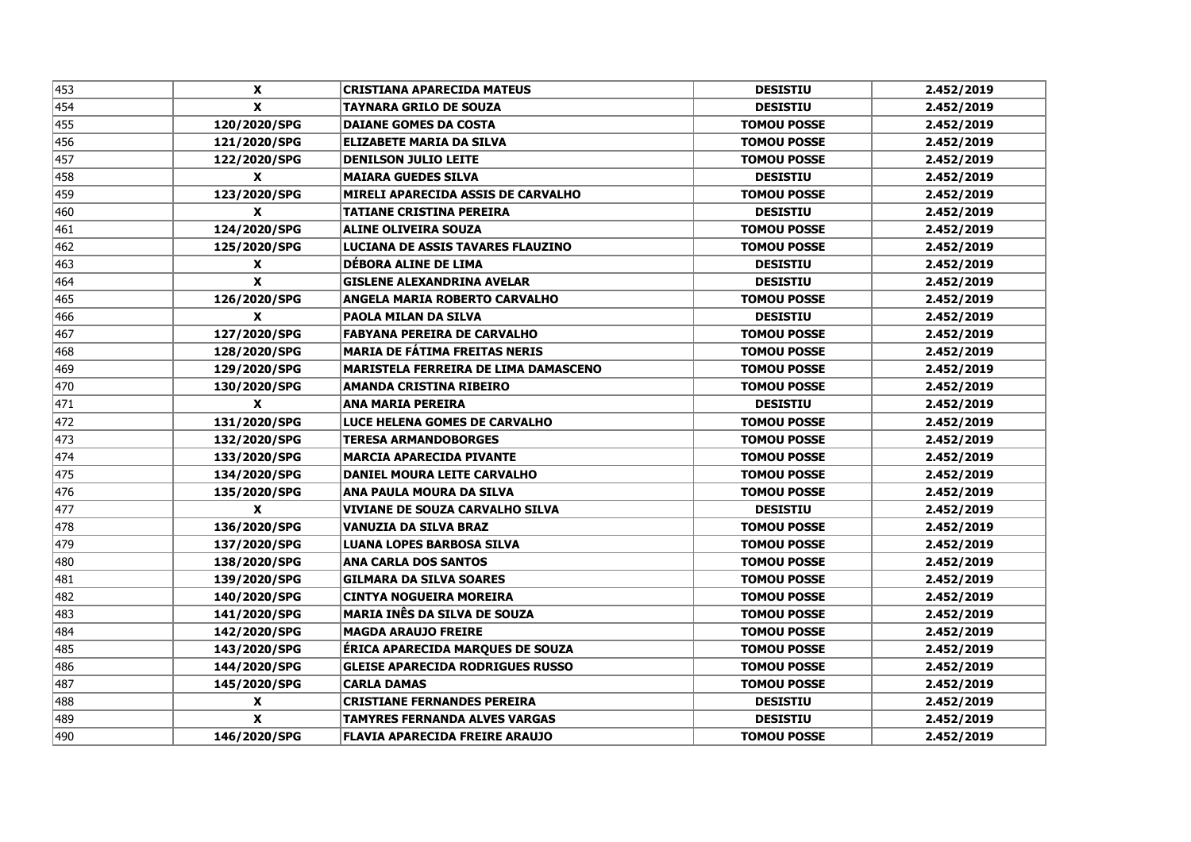| 453 | X | CRISTIANA APARECIDA MATEUS | DESISTIU | 2.452/2019 |
|---|---|---|---|---|
| 454 | X | TAYNARA GRILO DE SOUZA | DESISTIU | 2.452/2019 |
| 455 | 120/2020/SPG | DAIANE GOMES DA COSTA | TOMOU POSSE | 2.452/2019 |
| 456 | 121/2020/SPG | ELIZABETE MARIA DA SILVA | TOMOU POSSE | 2.452/2019 |
| 457 | 122/2020/SPG | DENILSON JULIO LEITE | TOMOU POSSE | 2.452/2019 |
| 458 | X | MAIARA GUEDES SILVA | DESISTIU | 2.452/2019 |
| 459 | 123/2020/SPG | MIRELI APARECIDA ASSIS DE CARVALHO | TOMOU POSSE | 2.452/2019 |
| 460 | X | TATIANE CRISTINA PEREIRA | DESISTIU | 2.452/2019 |
| 461 | 124/2020/SPG | ALINE OLIVEIRA SOUZA | TOMOU POSSE | 2.452/2019 |
| 462 | 125/2020/SPG | LUCIANA DE ASSIS TAVARES FLAUZINO | TOMOU POSSE | 2.452/2019 |
| 463 | X | DÉBORA ALINE DE LIMA | DESISTIU | 2.452/2019 |
| 464 | X | GISLENE ALEXANDRINA AVELAR | DESISTIU | 2.452/2019 |
| 465 | 126/2020/SPG | ANGELA MARIA ROBERTO CARVALHO | TOMOU POSSE | 2.452/2019 |
| 466 | X | PAOLA MILAN DA SILVA | DESISTIU | 2.452/2019 |
| 467 | 127/2020/SPG | FABYANA PEREIRA DE CARVALHO | TOMOU POSSE | 2.452/2019 |
| 468 | 128/2020/SPG | MARIA DE FÁTIMA FREITAS NERIS | TOMOU POSSE | 2.452/2019 |
| 469 | 129/2020/SPG | MARISTELA FERREIRA DE LIMA DAMASCENO | TOMOU POSSE | 2.452/2019 |
| 470 | 130/2020/SPG | AMANDA CRISTINA RIBEIRO | TOMOU POSSE | 2.452/2019 |
| 471 | X | ANA MARIA PEREIRA | DESISTIU | 2.452/2019 |
| 472 | 131/2020/SPG | LUCE HELENA GOMES DE CARVALHO | TOMOU POSSE | 2.452/2019 |
| 473 | 132/2020/SPG | TERESA ARMANDOBORGES | TOMOU POSSE | 2.452/2019 |
| 474 | 133/2020/SPG | MARCIA APARECIDA PIVANTE | TOMOU POSSE | 2.452/2019 |
| 475 | 134/2020/SPG | DANIEL MOURA LEITE CARVALHO | TOMOU POSSE | 2.452/2019 |
| 476 | 135/2020/SPG | ANA PAULA MOURA DA SILVA | TOMOU POSSE | 2.452/2019 |
| 477 | X | VIVIANE DE SOUZA CARVALHO SILVA | DESISTIU | 2.452/2019 |
| 478 | 136/2020/SPG | VANUZIA DA SILVA BRAZ | TOMOU POSSE | 2.452/2019 |
| 479 | 137/2020/SPG | LUANA LOPES BARBOSA SILVA | TOMOU POSSE | 2.452/2019 |
| 480 | 138/2020/SPG | ANA CARLA DOS SANTOS | TOMOU POSSE | 2.452/2019 |
| 481 | 139/2020/SPG | GILMARA DA SILVA SOARES | TOMOU POSSE | 2.452/2019 |
| 482 | 140/2020/SPG | CINTYA NOGUEIRA MOREIRA | TOMOU POSSE | 2.452/2019 |
| 483 | 141/2020/SPG | MARIA INÊS DA SILVA DE SOUZA | TOMOU POSSE | 2.452/2019 |
| 484 | 142/2020/SPG | MAGDA ARAUJO FREIRE | TOMOU POSSE | 2.452/2019 |
| 485 | 143/2020/SPG | ÉRICA APARECIDA MARQUES DE SOUZA | TOMOU POSSE | 2.452/2019 |
| 486 | 144/2020/SPG | GLEISE APARECIDA RODRIGUES RUSSO | TOMOU POSSE | 2.452/2019 |
| 487 | 145/2020/SPG | CARLA DAMAS | TOMOU POSSE | 2.452/2019 |
| 488 | X | CRISTIANE FERNANDES PEREIRA | DESISTIU | 2.452/2019 |
| 489 | X | TAMYRES FERNANDA ALVES VARGAS | DESISTIU | 2.452/2019 |
| 490 | 146/2020/SPG | FLAVIA APARECIDA FREIRE ARAUJO | TOMOU POSSE | 2.452/2019 |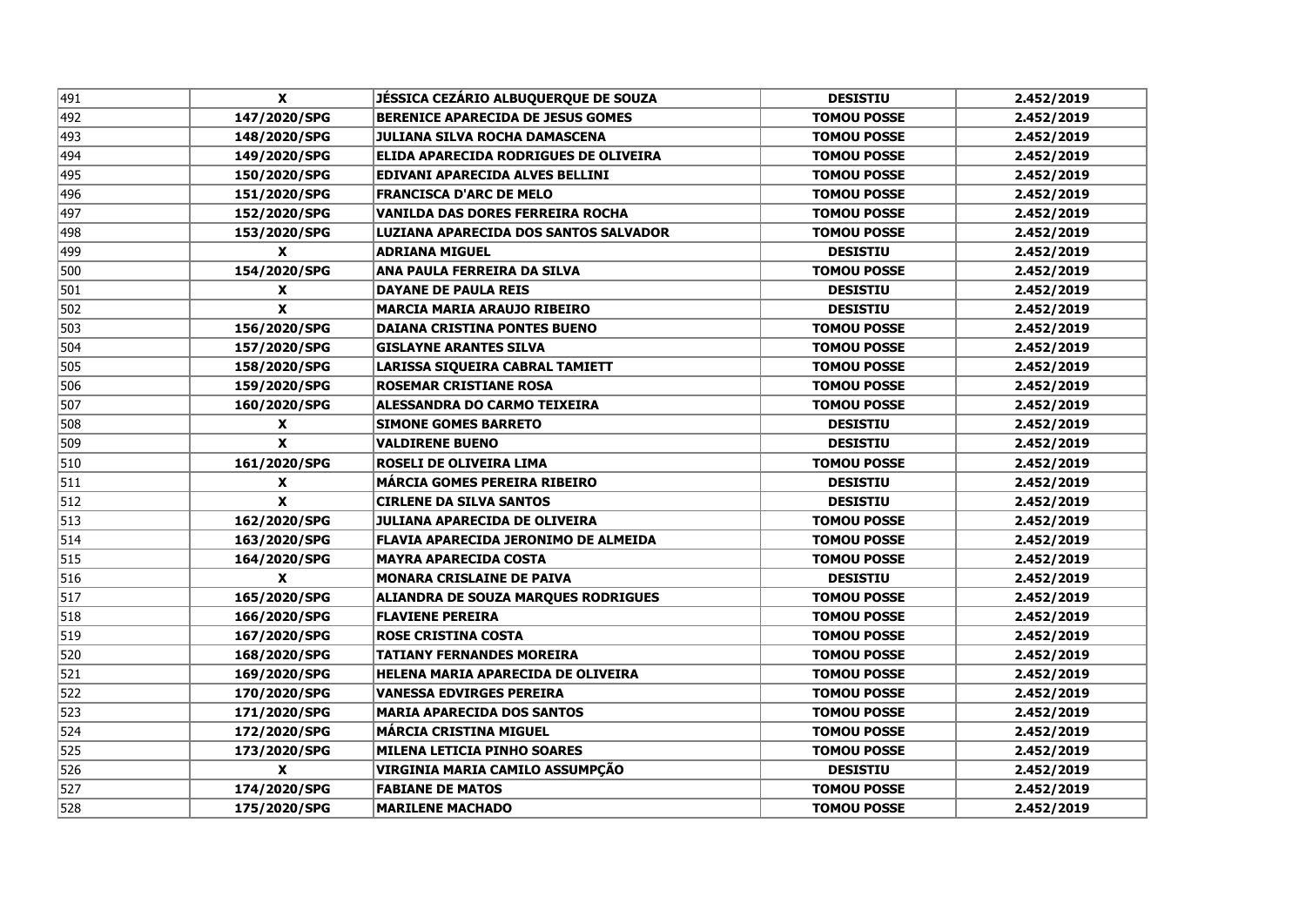| 491 | **X** | **JÉSSICA CEZÁRIO ALBUQUERQUE DE SOUZA** | **DESISTIU** | **2.452/2019** |
|---|---|---|---|---|
| 492 | **147/2020/SPG** | **BERENICE APARECIDA DE JESUS GOMES** | **TOMOU POSSE** | **2.452/2019** |
| 493 | **148/2020/SPG** | **JULIANA SILVA ROCHA DAMASCENA** | **TOMOU POSSE** | **2.452/2019** |
| 494 | **149/2020/SPG** | **ELIDA APARECIDA RODRIGUES DE OLIVEIRA** | **TOMOU POSSE** | **2.452/2019** |
| 495 | **150/2020/SPG** | **EDIVANI APARECIDA ALVES BELLINI** | **TOMOU POSSE** | **2.452/2019** |
| 496 | **151/2020/SPG** | **FRANCISCA D'ARC DE MELO** | **TOMOU POSSE** | **2.452/2019** |
| 497 | **152/2020/SPG** | **VANILDA DAS DORES FERREIRA ROCHA** | **TOMOU POSSE** | **2.452/2019** |
| 498 | **153/2020/SPG** | **LUZIANA APARECIDA DOS SANTOS SALVADOR** | **TOMOU POSSE** | **2.452/2019** |
| 499 | **X** | **ADRIANA MIGUEL** | **DESISTIU** | **2.452/2019** |
| 500 | **154/2020/SPG** | **ANA PAULA FERREIRA DA SILVA** | **TOMOU POSSE** | **2.452/2019** |
| 501 | **X** | **DAYANE DE PAULA REIS** | **DESISTIU** | **2.452/2019** |
| 502 | **X** | **MARCIA MARIA ARAUJO RIBEIRO** | **DESISTIU** | **2.452/2019** |
| 503 | **156/2020/SPG** | **DAIANA CRISTINA PONTES BUENO** | **TOMOU POSSE** | **2.452/2019** |
| 504 | **157/2020/SPG** | **GISLAYNE ARANTES SILVA** | **TOMOU POSSE** | **2.452/2019** |
| 505 | **158/2020/SPG** | **LARISSA SIQUEIRA CABRAL TAMIETT** | **TOMOU POSSE** | **2.452/2019** |
| 506 | **159/2020/SPG** | **ROSEMAR CRISTIANE ROSA** | **TOMOU POSSE** | **2.452/2019** |
| 507 | **160/2020/SPG** | **ALESSANDRA DO CARMO TEIXEIRA** | **TOMOU POSSE** | **2.452/2019** |
| 508 | **X** | **SIMONE GOMES BARRETO** | **DESISTIU** | **2.452/2019** |
| 509 | **X** | **VALDIRENE BUENO** | **DESISTIU** | **2.452/2019** |
| 510 | **161/2020/SPG** | **ROSELI DE OLIVEIRA LIMA** | **TOMOU POSSE** | **2.452/2019** |
| 511 | **X** | **MÁRCIA GOMES PEREIRA RIBEIRO** | **DESISTIU** | **2.452/2019** |
| 512 | **X** | **CIRLENE DA SILVA SANTOS** | **DESISTIU** | **2.452/2019** |
| 513 | **162/2020/SPG** | **JULIANA APARECIDA DE OLIVEIRA** | **TOMOU POSSE** | **2.452/2019** |
| 514 | **163/2020/SPG** | **FLAVIA APARECIDA JERONIMO DE ALMEIDA** | **TOMOU POSSE** | **2.452/2019** |
| 515 | **164/2020/SPG** | **MAYRA APARECIDA COSTA** | **TOMOU POSSE** | **2.452/2019** |
| 516 | **X** | **MONARA CRISLAINE DE PAIVA** | **DESISTIU** | **2.452/2019** |
| 517 | **165/2020/SPG** | **ALIANDRA DE SOUZA MARQUES RODRIGUES** | **TOMOU POSSE** | **2.452/2019** |
| 518 | **166/2020/SPG** | **FLAVIENE PEREIRA** | **TOMOU POSSE** | **2.452/2019** |
| 519 | **167/2020/SPG** | **ROSE CRISTINA COSTA** | **TOMOU POSSE** | **2.452/2019** |
| 520 | **168/2020/SPG** | **TATIANY FERNANDES MOREIRA** | **TOMOU POSSE** | **2.452/2019** |
| 521 | **169/2020/SPG** | **HELENA MARIA APARECIDA DE OLIVEIRA** | **TOMOU POSSE** | **2.452/2019** |
| 522 | **170/2020/SPG** | **VANESSA EDVIRGES PEREIRA** | **TOMOU POSSE** | **2.452/2019** |
| 523 | **171/2020/SPG** | **MARIA APARECIDA DOS SANTOS** | **TOMOU POSSE** | **2.452/2019** |
| 524 | **172/2020/SPG** | **MÁRCIA CRISTINA MIGUEL** | **TOMOU POSSE** | **2.452/2019** |
| 525 | **173/2020/SPG** | **MILENA LETICIA PINHO SOARES** | **TOMOU POSSE** | **2.452/2019** |
| 526 | **X** | **VIRGINIA MARIA CAMILO ASSUMPÇÃO** | **DESISTIU** | **2.452/2019** |
| 527 | **174/2020/SPG** | **FABIANE DE MATOS** | **TOMOU POSSE** | **2.452/2019** |
| 528 | **175/2020/SPG** | **MARILENE MACHADO** | **TOMOU POSSE** | **2.452/2019** |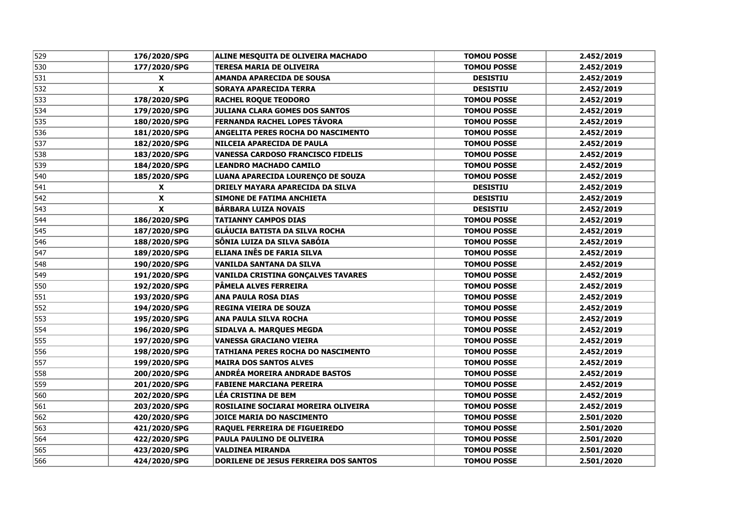| 529 | 176/2020/SPG | ALINE MESQUITA DE OLIVEIRA MACHADO | TOMOU POSSE | 2.452/2019 |
|---|---|---|---|---|
| 530 | 177/2020/SPG | TERESA MARIA DE OLIVEIRA | TOMOU POSSE | 2.452/2019 |
| 531 | X | AMANDA APARECIDA DE SOUSA | DESISTIU | 2.452/2019 |
| 532 | X | SORAYA APARECIDA TERRA | DESISTIU | 2.452/2019 |
| 533 | 178/2020/SPG | RACHEL ROQUE TEODORO | TOMOU POSSE | 2.452/2019 |
| 534 | 179/2020/SPG | JULIANA CLARA GOMES DOS SANTOS | TOMOU POSSE | 2.452/2019 |
| 535 | 180/2020/SPG | FERNANDA RACHEL LOPES TÁVORA | TOMOU POSSE | 2.452/2019 |
| 536 | 181/2020/SPG | ANGELITA PERES ROCHA DO NASCIMENTO | TOMOU POSSE | 2.452/2019 |
| 537 | 182/2020/SPG | NILCEIA APARECIDA DE PAULA | TOMOU POSSE | 2.452/2019 |
| 538 | 183/2020/SPG | VANESSA CARDOSO FRANCISCO FIDELIS | TOMOU POSSE | 2.452/2019 |
| 539 | 184/2020/SPG | LEANDRO MACHADO CAMILO | TOMOU POSSE | 2.452/2019 |
| 540 | 185/2020/SPG | LUANA APARECIDA LOURENÇO DE SOUZA | TOMOU POSSE | 2.452/2019 |
| 541 | X | DRIELY MAYARA APARECIDA DA SILVA | DESISTIU | 2.452/2019 |
| 542 | X | SIMONE DE FATIMA ANCHIETA | DESISTIU | 2.452/2019 |
| 543 | X | BÁRBARA LUIZA NOVAIS | DESISTIU | 2.452/2019 |
| 544 | 186/2020/SPG | TATIANNY CAMPOS DIAS | TOMOU POSSE | 2.452/2019 |
| 545 | 187/2020/SPG | GLÁUCIA BATISTA DA SILVA ROCHA | TOMOU POSSE | 2.452/2019 |
| 546 | 188/2020/SPG | SÔNIA LUIZA DA SILVA SABÓIA | TOMOU POSSE | 2.452/2019 |
| 547 | 189/2020/SPG | ELIANA INÊS DE FARIA SILVA | TOMOU POSSE | 2.452/2019 |
| 548 | 190/2020/SPG | VANILDA SANTANA DA SILVA | TOMOU POSSE | 2.452/2019 |
| 549 | 191/2020/SPG | VANILDA CRISTINA GONÇALVES TAVARES | TOMOU POSSE | 2.452/2019 |
| 550 | 192/2020/SPG | PÂMELA ALVES FERREIRA | TOMOU POSSE | 2.452/2019 |
| 551 | 193/2020/SPG | ANA PAULA ROSA DIAS | TOMOU POSSE | 2.452/2019 |
| 552 | 194/2020/SPG | REGINA VIEIRA DE SOUZA | TOMOU POSSE | 2.452/2019 |
| 553 | 195/2020/SPG | ANA PAULA SILVA ROCHA | TOMOU POSSE | 2.452/2019 |
| 554 | 196/2020/SPG | SIDALVA A. MARQUES MEGDA | TOMOU POSSE | 2.452/2019 |
| 555 | 197/2020/SPG | VANESSA GRACIANO VIEIRA | TOMOU POSSE | 2.452/2019 |
| 556 | 198/2020/SPG | TATHIANA PERES ROCHA DO NASCIMENTO | TOMOU POSSE | 2.452/2019 |
| 557 | 199/2020/SPG | MAIRA DOS SANTOS ALVES | TOMOU POSSE | 2.452/2019 |
| 558 | 200/2020/SPG | ANDRÉA MOREIRA ANDRADE BASTOS | TOMOU POSSE | 2.452/2019 |
| 559 | 201/2020/SPG | FABIENE MARCIANA PEREIRA | TOMOU POSSE | 2.452/2019 |
| 560 | 202/2020/SPG | LÉA CRISTINA DE BEM | TOMOU POSSE | 2.452/2019 |
| 561 | 203/2020/SPG | ROSILAINE SOCIARAI MOREIRA OLIVEIRA | TOMOU POSSE | 2.452/2019 |
| 562 | 420/2020/SPG | JOICE MARIA DO NASCIMENTO | TOMOU POSSE | 2.501/2020 |
| 563 | 421/2020/SPG | RAQUEL FERREIRA DE FIGUEIREDO | TOMOU POSSE | 2.501/2020 |
| 564 | 422/2020/SPG | PAULA PAULINO DE OLIVEIRA | TOMOU POSSE | 2.501/2020 |
| 565 | 423/2020/SPG | VALDINEA MIRANDA | TOMOU POSSE | 2.501/2020 |
| 566 | 424/2020/SPG | DORILENE DE JESUS FERREIRA DOS SANTOS | TOMOU POSSE | 2.501/2020 |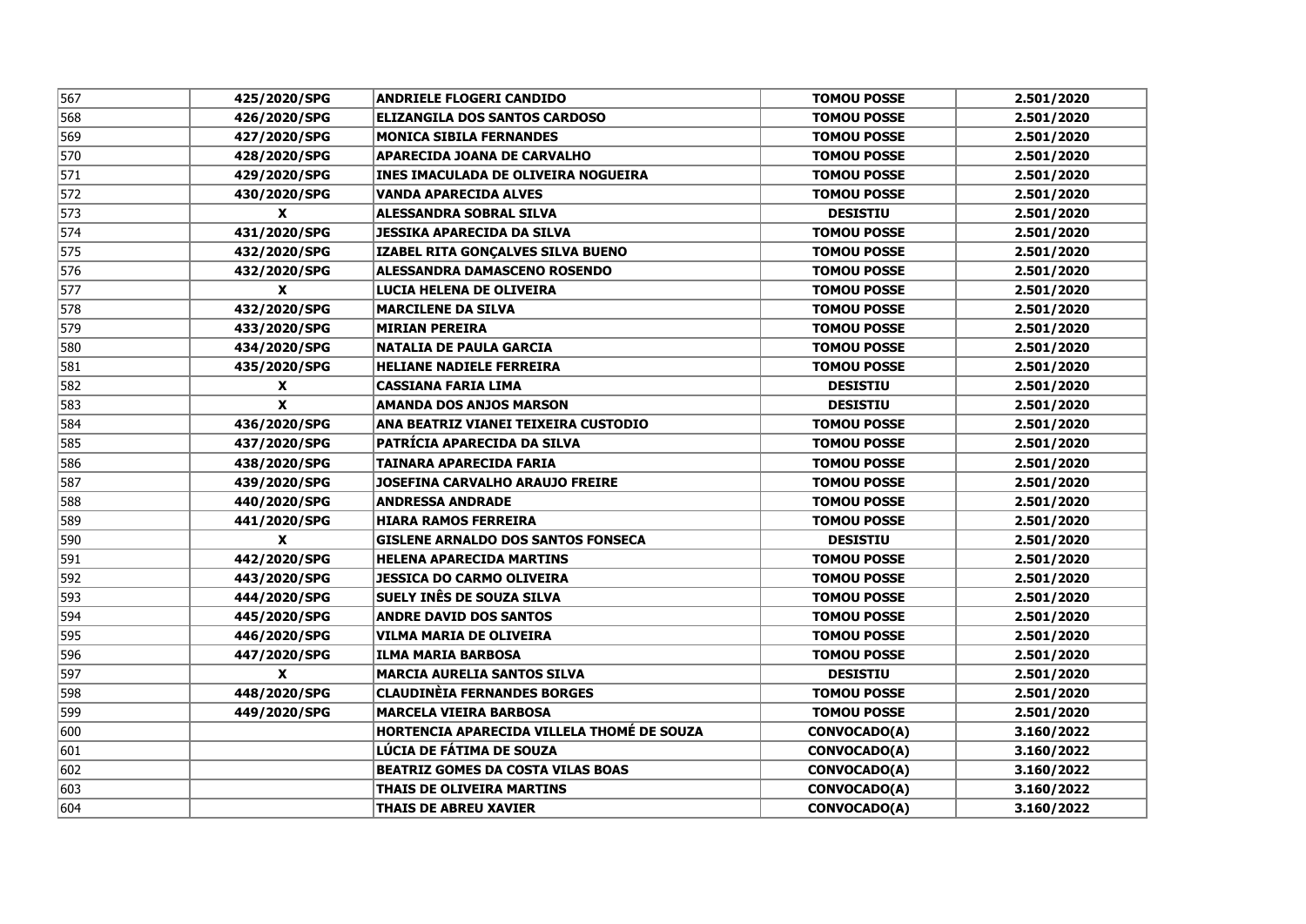| | | | | |
|---|---|---|---|---|
| 567 | 425/2020/SPG | ANDRIELE FLOGERI CANDIDO | TOMOU POSSE | 2.501/2020 |
| 568 | 426/2020/SPG | ELIZANGILA DOS SANTOS CARDOSO | TOMOU POSSE | 2.501/2020 |
| 569 | 427/2020/SPG | MONICA SIBILA FERNANDES | TOMOU POSSE | 2.501/2020 |
| 570 | 428/2020/SPG | APARECIDA JOANA DE CARVALHO | TOMOU POSSE | 2.501/2020 |
| 571 | 429/2020/SPG | INES IMACULADA DE OLIVEIRA NOGUEIRA | TOMOU POSSE | 2.501/2020 |
| 572 | 430/2020/SPG | VANDA APARECIDA ALVES | TOMOU POSSE | 2.501/2020 |
| 573 | X | ALESSANDRA SOBRAL SILVA | DESISTIU | 2.501/2020 |
| 574 | 431/2020/SPG | JESSIKA APARECIDA DA SILVA | TOMOU POSSE | 2.501/2020 |
| 575 | 432/2020/SPG | IZABEL RITA GONÇALVES SILVA BUENO | TOMOU POSSE | 2.501/2020 |
| 576 | 432/2020/SPG | ALESSANDRA DAMASCENO ROSENDO | TOMOU POSSE | 2.501/2020 |
| 577 | X | LUCIA HELENA DE OLIVEIRA | TOMOU POSSE | 2.501/2020 |
| 578 | 432/2020/SPG | MARCILENE DA SILVA | TOMOU POSSE | 2.501/2020 |
| 579 | 433/2020/SPG | MIRIAN PEREIRA | TOMOU POSSE | 2.501/2020 |
| 580 | 434/2020/SPG | NATALIA DE PAULA GARCIA | TOMOU POSSE | 2.501/2020 |
| 581 | 435/2020/SPG | HELIANE NADIELE FERREIRA | TOMOU POSSE | 2.501/2020 |
| 582 | X | CASSIANA FARIA LIMA | DESISTIU | 2.501/2020 |
| 583 | X | AMANDA DOS ANJOS MARSON | DESISTIU | 2.501/2020 |
| 584 | 436/2020/SPG | ANA BEATRIZ VIANEI TEIXEIRA CUSTODIO | TOMOU POSSE | 2.501/2020 |
| 585 | 437/2020/SPG | PATRÍCIA APARECIDA DA SILVA | TOMOU POSSE | 2.501/2020 |
| 586 | 438/2020/SPG | TAINARA APARECIDA FARIA | TOMOU POSSE | 2.501/2020 |
| 587 | 439/2020/SPG | JOSEFINA CARVALHO ARAUJO FREIRE | TOMOU POSSE | 2.501/2020 |
| 588 | 440/2020/SPG | ANDRESSA ANDRADE | TOMOU POSSE | 2.501/2020 |
| 589 | 441/2020/SPG | HIARA RAMOS FERREIRA | TOMOU POSSE | 2.501/2020 |
| 590 | X | GISLENE ARNALDO DOS SANTOS FONSECA | DESISTIU | 2.501/2020 |
| 591 | 442/2020/SPG | HELENA APARECIDA MARTINS | TOMOU POSSE | 2.501/2020 |
| 592 | 443/2020/SPG | JESSICA DO CARMO OLIVEIRA | TOMOU POSSE | 2.501/2020 |
| 593 | 444/2020/SPG | SUELY INÊS DE SOUZA SILVA | TOMOU POSSE | 2.501/2020 |
| 594 | 445/2020/SPG | ANDRE DAVID DOS SANTOS | TOMOU POSSE | 2.501/2020 |
| 595 | 446/2020/SPG | VILMA MARIA DE OLIVEIRA | TOMOU POSSE | 2.501/2020 |
| 596 | 447/2020/SPG | ILMA MARIA BARBOSA | TOMOU POSSE | 2.501/2020 |
| 597 | X | MARCIA AURELIA SANTOS SILVA | DESISTIU | 2.501/2020 |
| 598 | 448/2020/SPG | CLAUDINÈIA FERNANDES BORGES | TOMOU POSSE | 2.501/2020 |
| 599 | 449/2020/SPG | MARCELA VIEIRA BARBOSA | TOMOU POSSE | 2.501/2020 |
| 600 | | HORTENCIA APARECIDA VILLELA THOMÉ DE SOUZA | CONVOCADO(A) | 3.160/2022 |
| 601 | | LÚCIA DE FÁTIMA DE SOUZA | CONVOCADO(A) | 3.160/2022 |
| 602 | | BEATRIZ GOMES DA COSTA VILAS BOAS | CONVOCADO(A) | 3.160/2022 |
| 603 | | THAIS DE OLIVEIRA MARTINS | CONVOCADO(A) | 3.160/2022 |
| 604 | | THAIS DE ABREU XAVIER | CONVOCADO(A) | 3.160/2022 |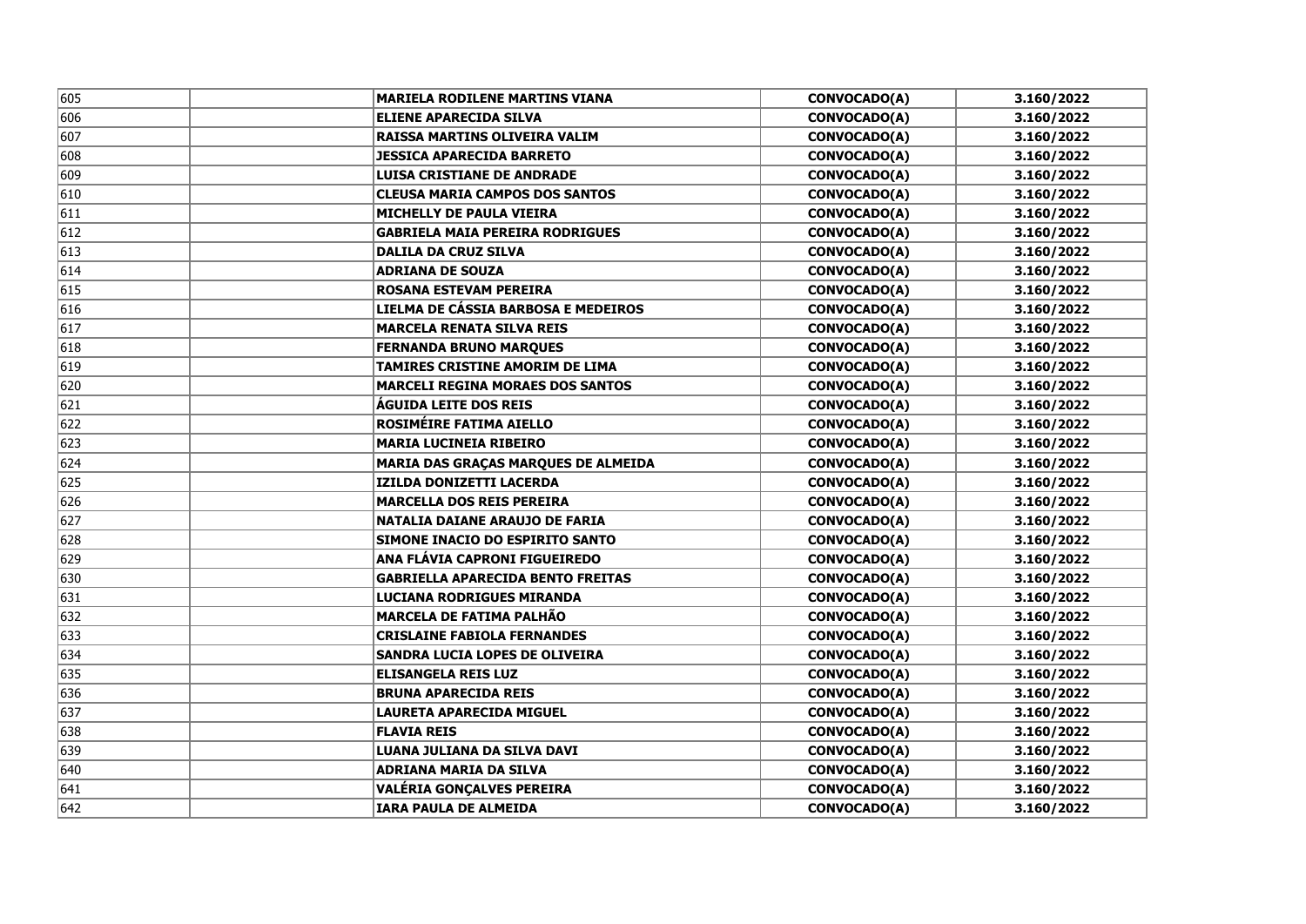| | | | | |
|---|---|---|---|---|
| 605 | | **MARIELA RODILENE MARTINS VIANA** | **CONVOCADO(A)** | **3.160/2022** |
| 606 | | **ELIENE APARECIDA SILVA** | **CONVOCADO(A)** | **3.160/2022** |
| 607 | | **RAISSA MARTINS OLIVEIRA VALIM** | **CONVOCADO(A)** | **3.160/2022** |
| 608 | | **JESSICA APARECIDA BARRETO** | **CONVOCADO(A)** | **3.160/2022** |
| 609 | | **LUISA CRISTIANE DE ANDRADE** | **CONVOCADO(A)** | **3.160/2022** |
| 610 | | **CLEUSA MARIA CAMPOS DOS SANTOS** | **CONVOCADO(A)** | **3.160/2022** |
| 611 | | **MICHELLY DE PAULA VIEIRA** | **CONVOCADO(A)** | **3.160/2022** |
| 612 | | **GABRIELA MAIA PEREIRA RODRIGUES** | **CONVOCADO(A)** | **3.160/2022** |
| 613 | | **DALILA DA CRUZ SILVA** | **CONVOCADO(A)** | **3.160/2022** |
| 614 | | **ADRIANA DE SOUZA** | **CONVOCADO(A)** | **3.160/2022** |
| 615 | | **ROSANA ESTEVAM PEREIRA** | **CONVOCADO(A)** | **3.160/2022** |
| 616 | | **LIELMA DE CÁSSIA BARBOSA E MEDEIROS** | **CONVOCADO(A)** | **3.160/2022** |
| 617 | | **MARCELA RENATA SILVA REIS** | **CONVOCADO(A)** | **3.160/2022** |
| 618 | | **FERNANDA BRUNO MARQUES** | **CONVOCADO(A)** | **3.160/2022** |
| 619 | | **TAMIRES CRISTINE AMORIM DE LIMA** | **CONVOCADO(A)** | **3.160/2022** |
| 620 | | **MARCELI REGINA MORAES DOS SANTOS** | **CONVOCADO(A)** | **3.160/2022** |
| 621 | | **ÁGUIDA LEITE DOS REIS** | **CONVOCADO(A)** | **3.160/2022** |
| 622 | | **ROSIMÉIRE FATIMA AIELLO** | **CONVOCADO(A)** | **3.160/2022** |
| 623 | | **MARIA LUCINEIA RIBEIRO** | **CONVOCADO(A)** | **3.160/2022** |
| 624 | | **MARIA DAS GRAÇAS MARQUES DE ALMEIDA** | **CONVOCADO(A)** | **3.160/2022** |
| 625 | | **IZILDA DONIZETTI LACERDA** | **CONVOCADO(A)** | **3.160/2022** |
| 626 | | **MARCELLA DOS REIS PEREIRA** | **CONVOCADO(A)** | **3.160/2022** |
| 627 | | **NATALIA DAIANE ARAUJO DE FARIA** | **CONVOCADO(A)** | **3.160/2022** |
| 628 | | **SIMONE INACIO DO ESPIRITO SANTO** | **CONVOCADO(A)** | **3.160/2022** |
| 629 | | **ANA FLÁVIA CAPRONI FIGUEIREDO** | **CONVOCADO(A)** | **3.160/2022** |
| 630 | | **GABRIELLA APARECIDA BENTO FREITAS** | **CONVOCADO(A)** | **3.160/2022** |
| 631 | | **LUCIANA RODRIGUES MIRANDA** | **CONVOCADO(A)** | **3.160/2022** |
| 632 | | **MARCELA DE FATIMA PALHÃO** | **CONVOCADO(A)** | **3.160/2022** |
| 633 | | **CRISLAINE FABIOLA FERNANDES** | **CONVOCADO(A)** | **3.160/2022** |
| 634 | | **SANDRA LUCIA LOPES DE OLIVEIRA** | **CONVOCADO(A)** | **3.160/2022** |
| 635 | | **ELISANGELA REIS LUZ** | **CONVOCADO(A)** | **3.160/2022** |
| 636 | | **BRUNA APARECIDA REIS** | **CONVOCADO(A)** | **3.160/2022** |
| 637 | | **LAURETA APARECIDA MIGUEL** | **CONVOCADO(A)** | **3.160/2022** |
| 638 | | **FLAVIA REIS** | **CONVOCADO(A)** | **3.160/2022** |
| 639 | | **LUANA JULIANA DA SILVA DAVI** | **CONVOCADO(A)** | **3.160/2022** |
| 640 | | **ADRIANA MARIA DA SILVA** | **CONVOCADO(A)** | **3.160/2022** |
| 641 | | **VALÉRIA GONÇALVES PEREIRA** | **CONVOCADO(A)** | **3.160/2022** |
| 642 | | **IARA PAULA DE ALMEIDA** | **CONVOCADO(A)** | **3.160/2022** |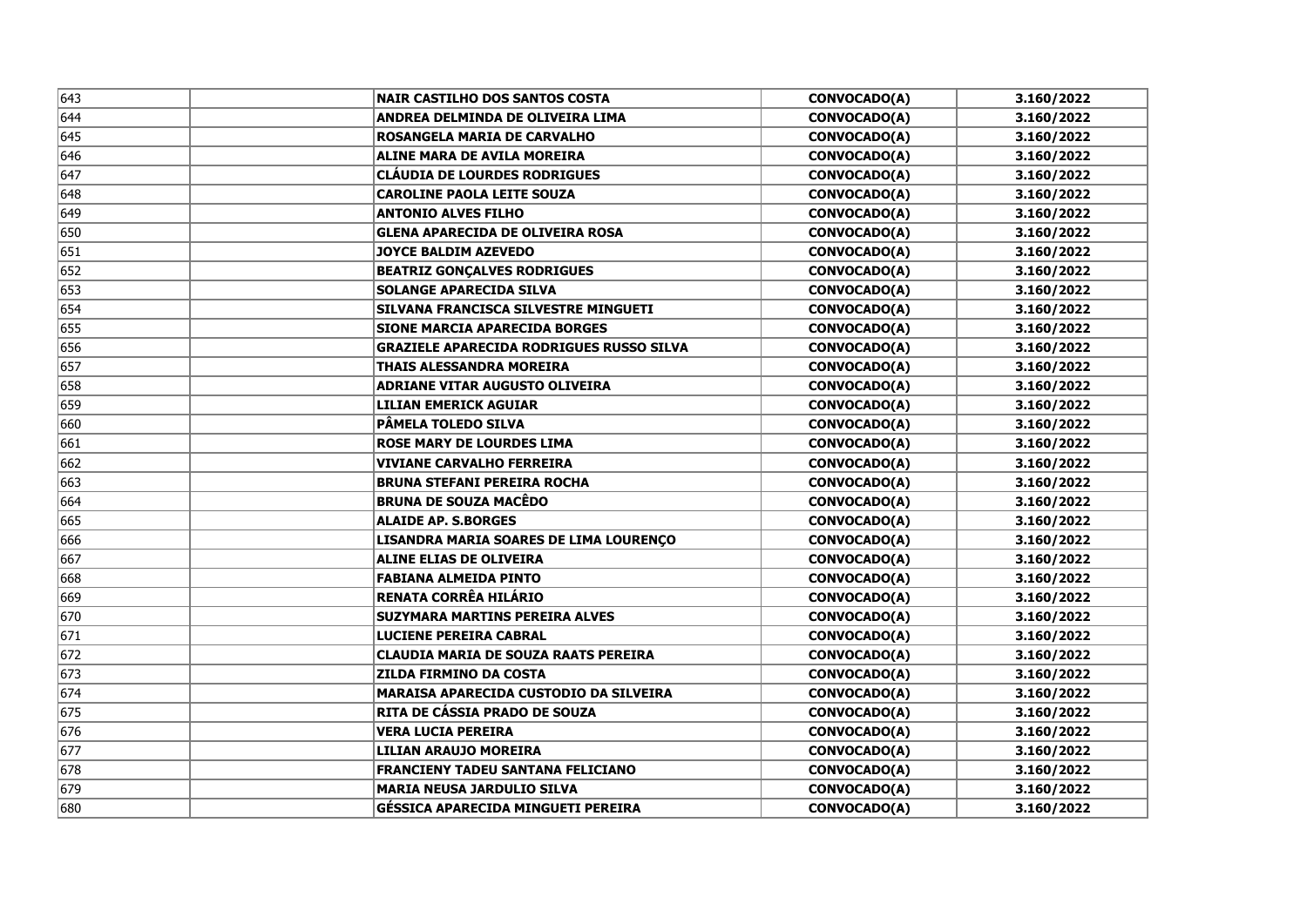| | | | | |
|---|---|---|---|---|
| 643 | | **NAIR CASTILHO DOS SANTOS COSTA** | **CONVOCADO(A)** | **3.160/2022** |
| 644 | | **ANDREA DELMINDA DE OLIVEIRA LIMA** | **CONVOCADO(A)** | **3.160/2022** |
| 645 | | **ROSANGELA MARIA DE CARVALHO** | **CONVOCADO(A)** | **3.160/2022** |
| 646 | | **ALINE MARA DE AVILA MOREIRA** | **CONVOCADO(A)** | **3.160/2022** |
| 647 | | **CLÁUDIA DE LOURDES RODRIGUES** | **CONVOCADO(A)** | **3.160/2022** |
| 648 | | **CAROLINE PAOLA LEITE SOUZA** | **CONVOCADO(A)** | **3.160/2022** |
| 649 | | **ANTONIO ALVES FILHO** | **CONVOCADO(A)** | **3.160/2022** |
| 650 | | **GLENA APARECIDA DE OLIVEIRA ROSA** | **CONVOCADO(A)** | **3.160/2022** |
| 651 | | **JOYCE BALDIM AZEVEDO** | **CONVOCADO(A)** | **3.160/2022** |
| 652 | | **BEATRIZ GONÇALVES RODRIGUES** | **CONVOCADO(A)** | **3.160/2022** |
| 653 | | **SOLANGE APARECIDA SILVA** | **CONVOCADO(A)** | **3.160/2022** |
| 654 | | **SILVANA FRANCISCA SILVESTRE MINGUETI** | **CONVOCADO(A)** | **3.160/2022** |
| 655 | | **SIONE MARCIA APARECIDA BORGES** | **CONVOCADO(A)** | **3.160/2022** |
| 656 | | **GRAZIELE APARECIDA RODRIGUES RUSSO SILVA** | **CONVOCADO(A)** | **3.160/2022** |
| 657 | | **THAIS ALESSANDRA MOREIRA** | **CONVOCADO(A)** | **3.160/2022** |
| 658 | | **ADRIANE VITAR AUGUSTO OLIVEIRA** | **CONVOCADO(A)** | **3.160/2022** |
| 659 | | **LILIAN EMERICK AGUIAR** | **CONVOCADO(A)** | **3.160/2022** |
| 660 | | **PÂMELA TOLEDO SILVA** | **CONVOCADO(A)** | **3.160/2022** |
| 661 | | **ROSE MARY DE LOURDES LIMA** | **CONVOCADO(A)** | **3.160/2022** |
| 662 | | **VIVIANE CARVALHO FERREIRA** | **CONVOCADO(A)** | **3.160/2022** |
| 663 | | **BRUNA STEFANI PEREIRA ROCHA** | **CONVOCADO(A)** | **3.160/2022** |
| 664 | | **BRUNA DE SOUZA MACÊDO** | **CONVOCADO(A)** | **3.160/2022** |
| 665 | | **ALAIDE AP. S.BORGES** | **CONVOCADO(A)** | **3.160/2022** |
| 666 | | **LISANDRA MARIA SOARES DE LIMA LOURENÇO** | **CONVOCADO(A)** | **3.160/2022** |
| 667 | | **ALINE ELIAS DE OLIVEIRA** | **CONVOCADO(A)** | **3.160/2022** |
| 668 | | **FABIANA ALMEIDA PINTO** | **CONVOCADO(A)** | **3.160/2022** |
| 669 | | **RENATA CORRÊA HILÁRIO** | **CONVOCADO(A)** | **3.160/2022** |
| 670 | | **SUZYMARA MARTINS PEREIRA ALVES** | **CONVOCADO(A)** | **3.160/2022** |
| 671 | | **LUCIENE PEREIRA CABRAL** | **CONVOCADO(A)** | **3.160/2022** |
| 672 | | **CLAUDIA MARIA DE SOUZA RAATS PEREIRA** | **CONVOCADO(A)** | **3.160/2022** |
| 673 | | **ZILDA FIRMINO DA COSTA** | **CONVOCADO(A)** | **3.160/2022** |
| 674 | | **MARAISA APARECIDA CUSTODIO DA SILVEIRA** | **CONVOCADO(A)** | **3.160/2022** |
| 675 | | **RITA DE CÁSSIA PRADO DE SOUZA** | **CONVOCADO(A)** | **3.160/2022** |
| 676 | | **VERA LUCIA PEREIRA** | **CONVOCADO(A)** | **3.160/2022** |
| 677 | | **LILIAN ARAUJO MOREIRA** | **CONVOCADO(A)** | **3.160/2022** |
| 678 | | **FRANCIENY TADEU SANTANA FELICIANO** | **CONVOCADO(A)** | **3.160/2022** |
| 679 | | **MARIA NEUSA JARDULIO SILVA** | **CONVOCADO(A)** | **3.160/2022** |
| 680 | | **GÉSSICA APARECIDA MINGUETI PEREIRA** | **CONVOCADO(A)** | **3.160/2022** |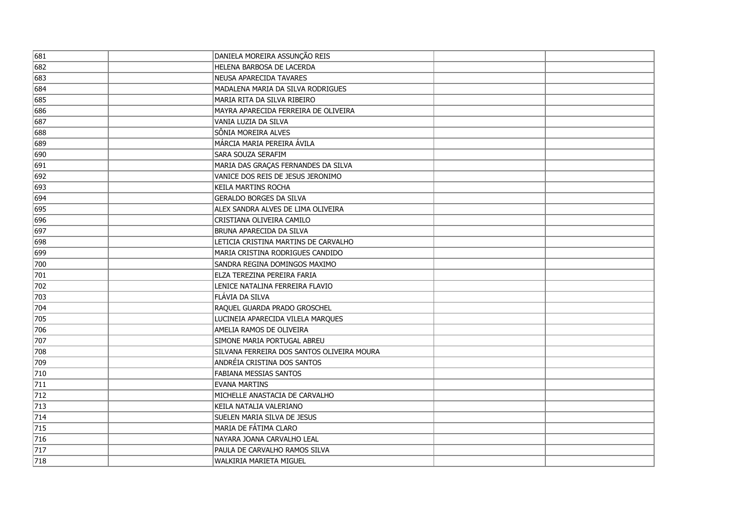| | | | | |
|---|---|---|---|---|
| 681 | | DANIELA MOREIRA ASSUNÇÃO REIS | | |
| 682 | | HELENA BARBOSA DE LACERDA | | |
| 683 | | NEUSA APARECIDA TAVARES | | |
| 684 | | MADALENA MARIA DA SILVA RODRIGUES | | |
| 685 | | MARIA RITA DA SILVA RIBEIRO | | |
| 686 | | MAYRA APARECIDA FERREIRA DE OLIVEIRA | | |
| 687 | | VANIA LUZIA DA SILVA | | |
| 688 | | SÔNIA MOREIRA ALVES | | |
| 689 | | MÁRCIA MARIA PEREIRA ÁVILA | | |
| 690 | | SARA SOUZA SERAFIM | | |
| 691 | | MARIA DAS GRAÇAS FERNANDES DA SILVA | | |
| 692 | | VANICE DOS REIS DE JESUS JERONIMO | | |
| 693 | | KEILA MARTINS ROCHA | | |
| 694 | | GERALDO BORGES DA SILVA | | |
| 695 | | ALEX SANDRA ALVES DE LIMA OLIVEIRA | | |
| 696 | | CRISTIANA OLIVEIRA CAMILO | | |
| 697 | | BRUNA APARECIDA DA SILVA | | |
| 698 | | LETICIA CRISTINA MARTINS DE CARVALHO | | |
| 699 | | MARIA CRISTINA RODRIGUES CANDIDO | | |
| 700 | | SANDRA REGINA DOMINGOS MAXIMO | | |
| 701 | | ELZA TEREZINA PEREIRA FARIA | | |
| 702 | | LENICE NATALINA FERREIRA FLAVIO | | |
| 703 | | FLÁVIA DA SILVA | | |
| 704 | | RAQUEL GUARDA PRADO GROSCHEL | | |
| 705 | | LUCINEIA APARECIDA VILELA MARQUES | | |
| 706 | | AMELIA RAMOS DE OLIVEIRA | | |
| 707 | | SIMONE MARIA PORTUGAL ABREU | | |
| 708 | | SILVANA FERREIRA DOS SANTOS OLIVEIRA MOURA | | |
| 709 | | ANDRÉIA CRISTINA DOS SANTOS | | |
| 710 | | FABIANA MESSIAS SANTOS | | |
| 711 | | EVANA MARTINS | | |
| 712 | | MICHELLE ANASTACIA DE CARVALHO | | |
| 713 | | KEILA NATALIA VALERIANO | | |
| 714 | | SUELEN MARIA SILVA DE JESUS | | |
| 715 | | MARIA DE FÁTIMA CLARO | | |
| 716 | | NAYARA JOANA CARVALHO LEAL | | |
| 717 | | PAULA DE CARVALHO RAMOS SILVA | | |
| 718 | | WALKIRIA MARIETA MIGUEL | | |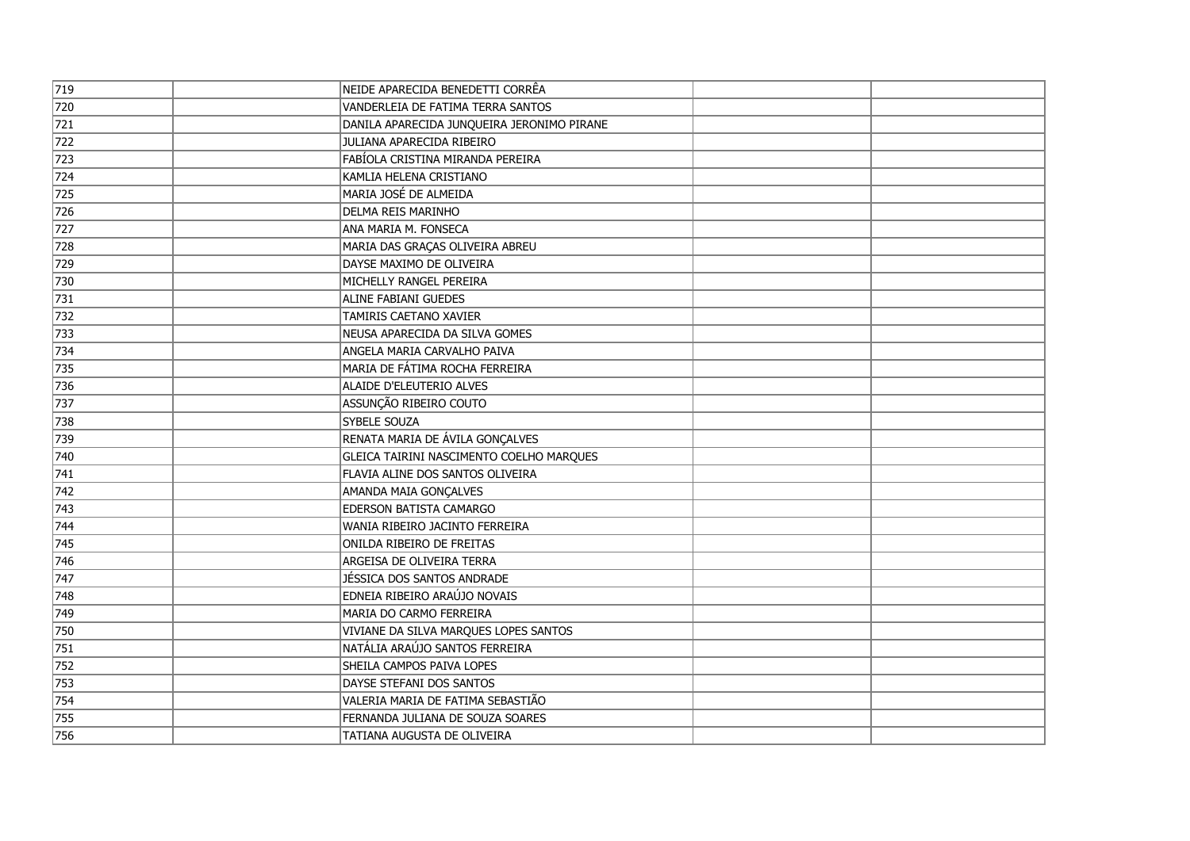| | | | | |
|---|---|---|---|---|
| 719 | | NEIDE APARECIDA BENEDETTI CORRÊA | | |
| 720 | | VANDERLEIA DE FATIMA TERRA SANTOS | | |
| 721 | | DANILA APARECIDA JUNQUEIRA JERONIMO PIRANE | | |
| 722 | | JULIANA APARECIDA RIBEIRO | | |
| 723 | | FABÍOLA CRISTINA MIRANDA PEREIRA | | |
| 724 | | KAMLIA HELENA CRISTIANO | | |
| 725 | | MARIA JOSÉ DE ALMEIDA | | |
| 726 | | DELMA REIS MARINHO | | |
| 727 | | ANA MARIA M. FONSECA | | |
| 728 | | MARIA DAS GRAÇAS OLIVEIRA ABREU | | |
| 729 | | DAYSE MAXIMO DE OLIVEIRA | | |
| 730 | | MICHELLY RANGEL PEREIRA | | |
| 731 | | ALINE FABIANI GUEDES | | |
| 732 | | TAMIRIS CAETANO XAVIER | | |
| 733 | | NEUSA APARECIDA DA SILVA GOMES | | |
| 734 | | ANGELA MARIA CARVALHO PAIVA | | |
| 735 | | MARIA DE FÁTIMA ROCHA FERREIRA | | |
| 736 | | ALAIDE D'ELEUTERIO ALVES | | |
| 737 | | ASSUNÇÃO RIBEIRO COUTO | | |
| 738 | | SYBELE SOUZA | | |
| 739 | | RENATA MARIA DE ÁVILA GONÇALVES | | |
| 740 | | GLEICA TAIRINI NASCIMENTO COELHO MARQUES | | |
| 741 | | FLAVIA ALINE DOS SANTOS OLIVEIRA | | |
| 742 | | AMANDA MAIA GONÇALVES | | |
| 743 | | EDERSON BATISTA CAMARGO | | |
| 744 | | WANIA RIBEIRO JACINTO FERREIRA | | |
| 745 | | ONILDA RIBEIRO DE FREITAS | | |
| 746 | | ARGEISA DE OLIVEIRA TERRA | | |
| 747 | | JÉSSICA DOS SANTOS ANDRADE | | |
| 748 | | EDNEIA RIBEIRO ARAÚJO NOVAIS | | |
| 749 | | MARIA DO CARMO FERREIRA | | |
| 750 | | VIVIANE DA SILVA MARQUES LOPES SANTOS | | |
| 751 | | NATÁLIA ARAÚJO SANTOS FERREIRA | | |
| 752 | | SHEILA CAMPOS PAIVA LOPES | | |
| 753 | | DAYSE STEFANI DOS SANTOS | | |
| 754 | | VALERIA MARIA DE FATIMA SEBASTIÃO | | |
| 755 | | FERNANDA JULIANA DE SOUZA SOARES | | |
| 756 | | TATIANA AUGUSTA DE OLIVEIRA | | |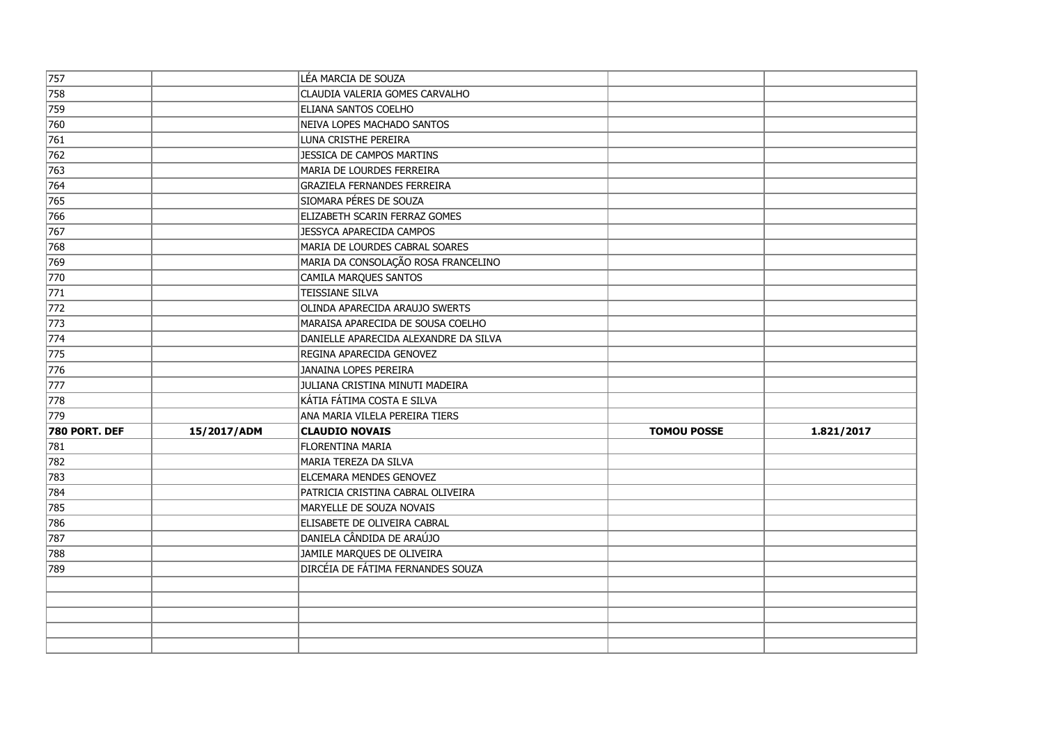| | | | | |
|---|---|---|---|---|
| 757 | | LÉA MARCIA DE SOUZA | | |
| 758 | | CLAUDIA VALERIA GOMES CARVALHO | | |
| 759 | | ELIANA SANTOS COELHO | | |
| 760 | | NEIVA LOPES MACHADO SANTOS | | |
| 761 | | LUNA CRISTHE PEREIRA | | |
| 762 | | JESSICA DE CAMPOS MARTINS | | |
| 763 | | MARIA DE LOURDES FERREIRA | | |
| 764 | | GRAZIELA FERNANDES FERREIRA | | |
| 765 | | SIOMARA PÉRES DE SOUZA | | |
| 766 | | ELIZABETH SCARIN FERRAZ GOMES | | |
| 767 | | JESSYCA APARECIDA CAMPOS | | |
| 768 | | MARIA DE LOURDES CABRAL SOARES | | |
| 769 | | MARIA DA CONSOLAÇÃO ROSA FRANCELINO | | |
| 770 | | CAMILA MARQUES SANTOS | | |
| 771 | | TEISSIANE SILVA | | |
| 772 | | OLINDA APARECIDA ARAUJO SWERTS | | |
| 773 | | MARAISA APARECIDA DE SOUSA COELHO | | |
| 774 | | DANIELLE APARECIDA ALEXANDRE DA SILVA | | |
| 775 | | REGINA APARECIDA GENOVEZ | | |
| 776 | | JANAINA LOPES PEREIRA | | |
| 777 | | JULIANA CRISTINA MINUTI MADEIRA | | |
| 778 | | KÁTIA FÁTIMA COSTA E SILVA | | |
| 779 | | ANA MARIA VILELA PEREIRA TIERS | | |
| **780 PORT. DEF** | **15/2017/ADM** | **CLAUDIO NOVAIS** | **TOMOU POSSE** | **1.821/2017** |
| 781 | | FLORENTINA MARIA | | |
| 782 | | MARIA TEREZA DA SILVA | | |
| 783 | | ELCEMARA MENDES GENOVEZ | | |
| 784 | | PATRICIA CRISTINA CABRAL OLIVEIRA | | |
| 785 | | MARYELLE DE SOUZA NOVAIS | | |
| 786 | | ELISABETE DE OLIVEIRA CABRAL | | |
| 787 | | DANIELA CÂNDIDA DE ARAÚJO | | |
| 788 | | JAMILE MARQUES DE OLIVEIRA | | |
| 789 | | DIRCÉIA DE FÁTIMA FERNANDES SOUZA | | |
| | | | | |
| | | | | |
| | | | | |
| | | | | |
| | | | | |